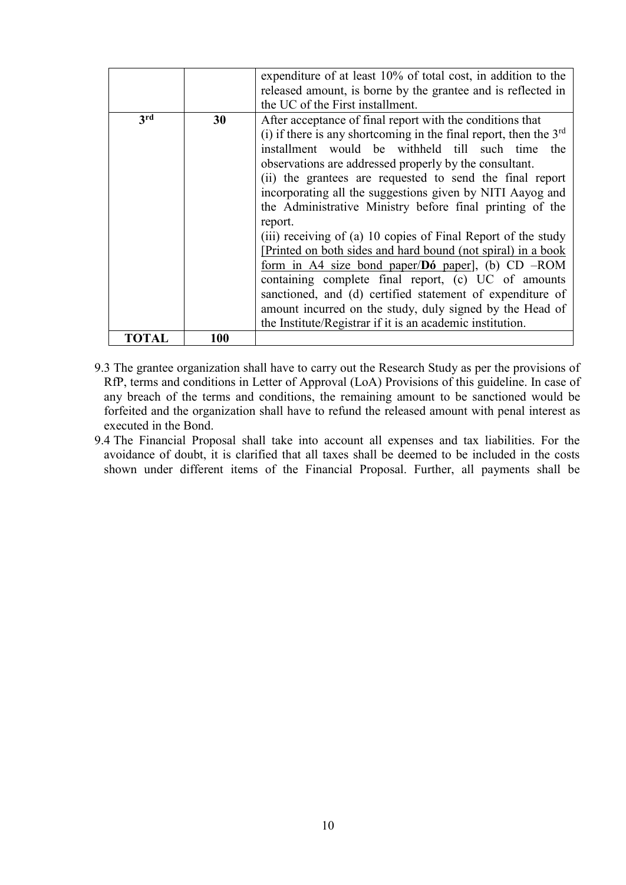| | | |
|---|---|---|
| | | expenditure of at least 10% of total cost, in addition to the released amount, is borne by the grantee and is reflected in the UC of the First installment. |
| **3rd** | **30** | After acceptance of final report with the conditions that<br>(i) if there is any shortcoming in the final report, then the 3rd installment would be withheld till such time the observations are addressed properly by the consultant.<br>(ii) the grantees are requested to send the final report incorporating all the suggestions given by NITI Aayog and the Administrative Ministry before final printing of the report.<br>(iii) receiving of (a) 10 copies of Final Report of the study [Printed on both sides and hard bound (not spiral) in a book form in A4 size bond paper/**Dó** paper], (b) CD –ROM containing complete final report, (c) UC of amounts sanctioned, and (d) certified statement of expenditure of amount incurred on the study, duly signed by the Head of the Institute/Registrar if it is an academic institution. |
| **TOTAL** | **100** | |

9.3 The grantee organization shall have to carry out the Research Study as per the provisions of RfP, terms and conditions in Letter of Approval (LoA) Provisions of this guideline. In case of any breach of the terms and conditions, the remaining amount to be sanctioned would be forfeited and the organization shall have to refund the released amount with penal interest as executed in the Bond.

9.4 The Financial Proposal shall take into account all expenses and tax liabilities. For the avoidance of doubt, it is clarified that all taxes shall be deemed to be included in the costs shown under different items of the Financial Proposal. Further, all payments shall be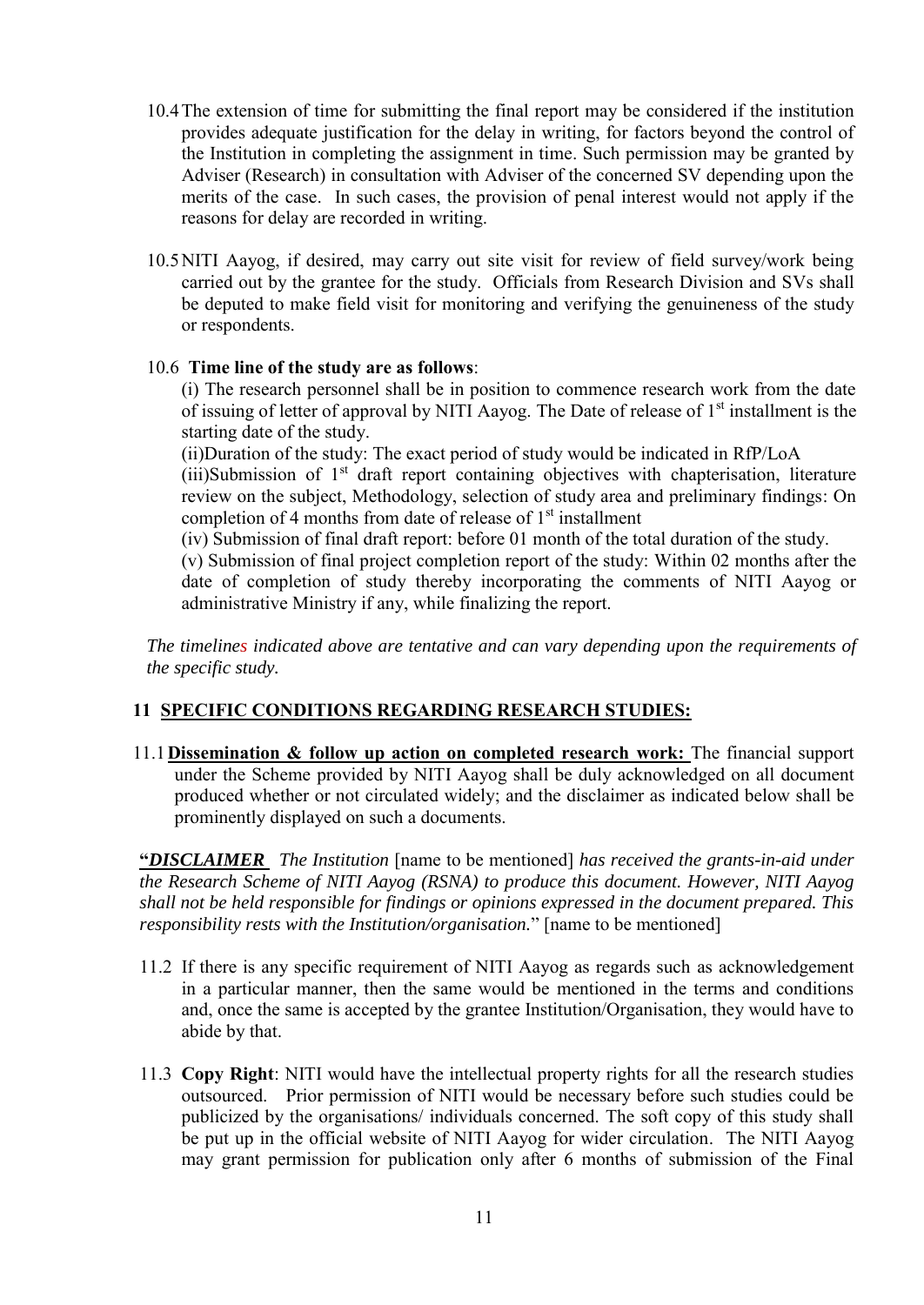10.4 The extension of time for submitting the final report may be considered if the institution provides adequate justification for the delay in writing, for factors beyond the control of the Institution in completing the assignment in time. Such permission may be granted by Adviser (Research) in consultation with Adviser of the concerned SV depending upon the merits of the case. In such cases, the provision of penal interest would not apply if the reasons for delay are recorded in writing.

10.5 NITI Aayog, if desired, may carry out site visit for review of field survey/work being carried out by the grantee for the study. Officials from Research Division and SVs shall be deputed to make field visit for monitoring and verifying the genuineness of the study or respondents.

10.6 **Time line of the study are as follows**:

(i) The research personnel shall be in position to commence research work from the date of issuing of letter of approval by NITI Aayog. The Date of release of 1st installment is the starting date of the study.

(ii)Duration of the study: The exact period of study would be indicated in RfP/LoA

(iii)Submission of 1st draft report containing objectives with chapterisation, literature review on the subject, Methodology, selection of study area and preliminary findings: On completion of 4 months from date of release of 1st installment

(iv) Submission of final draft report: before 01 month of the total duration of the study.

(v) Submission of final project completion report of the study: Within 02 months after the date of completion of study thereby incorporating the comments of NITI Aayog or administrative Ministry if any, while finalizing the report.

*The timelines indicated above are tentative and can vary depending upon the requirements of the specific study.*

## 11 SPECIFIC CONDITIONS REGARDING RESEARCH STUDIES:

11.1 **Dissemination & follow up action on completed research work:** The financial support under the Scheme provided by NITI Aayog shall be duly acknowledged on all document produced whether or not circulated widely; and the disclaimer as indicated below shall be prominently displayed on such a documents.

**"*DISCLAIMER*** *The Institution* [name to be mentioned] *has received the grants-in-aid under the Research Scheme of NITI Aayog (RSNA) to produce this document. However, NITI Aayog shall not be held responsible for findings or opinions expressed in the document prepared. This responsibility rests with the Institution/organisation.*" [name to be mentioned]

11.2 If there is any specific requirement of NITI Aayog as regards such as acknowledgement in a particular manner, then the same would be mentioned in the terms and conditions and, once the same is accepted by the grantee Institution/Organisation, they would have to abide by that.

11.3 **Copy Right**: NITI would have the intellectual property rights for all the research studies outsourced. Prior permission of NITI would be necessary before such studies could be publicized by the organisations/ individuals concerned. The soft copy of this study shall be put up in the official website of NITI Aayog for wider circulation. The NITI Aayog may grant permission for publication only after 6 months of submission of the Final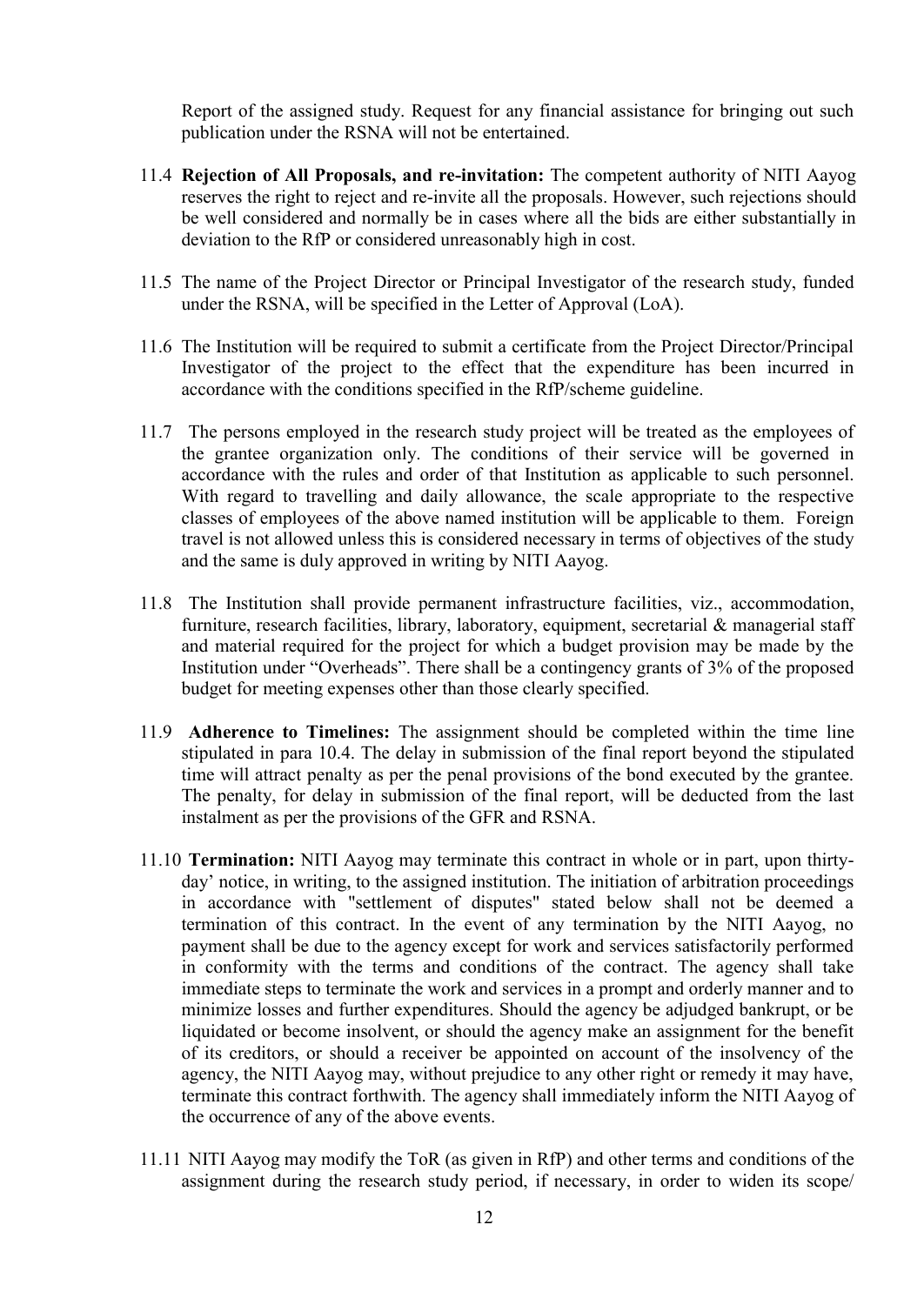Report of the assigned study. Request for any financial assistance for bringing out such publication under the RSNA will not be entertained.

11.4 **Rejection of All Proposals, and re-invitation:** The competent authority of NITI Aayog reserves the right to reject and re-invite all the proposals. However, such rejections should be well considered and normally be in cases where all the bids are either substantially in deviation to the RfP or considered unreasonably high in cost.

11.5 The name of the Project Director or Principal Investigator of the research study, funded under the RSNA, will be specified in the Letter of Approval (LoA).

11.6 The Institution will be required to submit a certificate from the Project Director/Principal Investigator of the project to the effect that the expenditure has been incurred in accordance with the conditions specified in the RfP/scheme guideline.

11.7 The persons employed in the research study project will be treated as the employees of the grantee organization only. The conditions of their service will be governed in accordance with the rules and order of that Institution as applicable to such personnel. With regard to travelling and daily allowance, the scale appropriate to the respective classes of employees of the above named institution will be applicable to them. Foreign travel is not allowed unless this is considered necessary in terms of objectives of the study and the same is duly approved in writing by NITI Aayog.

11.8 The Institution shall provide permanent infrastructure facilities, viz., accommodation, furniture, research facilities, library, laboratory, equipment, secretarial & managerial staff and material required for the project for which a budget provision may be made by the Institution under "Overheads". There shall be a contingency grants of 3% of the proposed budget for meeting expenses other than those clearly specified.

11.9 **Adherence to Timelines:** The assignment should be completed within the time line stipulated in para 10.4. The delay in submission of the final report beyond the stipulated time will attract penalty as per the penal provisions of the bond executed by the grantee. The penalty, for delay in submission of the final report, will be deducted from the last instalment as per the provisions of the GFR and RSNA.

11.10 **Termination:** NITI Aayog may terminate this contract in whole or in part, upon thirty-day' notice, in writing, to the assigned institution. The initiation of arbitration proceedings in accordance with "settlement of disputes" stated below shall not be deemed a termination of this contract. In the event of any termination by the NITI Aayog, no payment shall be due to the agency except for work and services satisfactorily performed in conformity with the terms and conditions of the contract. The agency shall take immediate steps to terminate the work and services in a prompt and orderly manner and to minimize losses and further expenditures. Should the agency be adjudged bankrupt, or be liquidated or become insolvent, or should the agency make an assignment for the benefit of its creditors, or should a receiver be appointed on account of the insolvency of the agency, the NITI Aayog may, without prejudice to any other right or remedy it may have, terminate this contract forthwith. The agency shall immediately inform the NITI Aayog of the occurrence of any of the above events.

11.11 NITI Aayog may modify the ToR (as given in RfP) and other terms and conditions of the assignment during the research study period, if necessary, in order to widen its scope/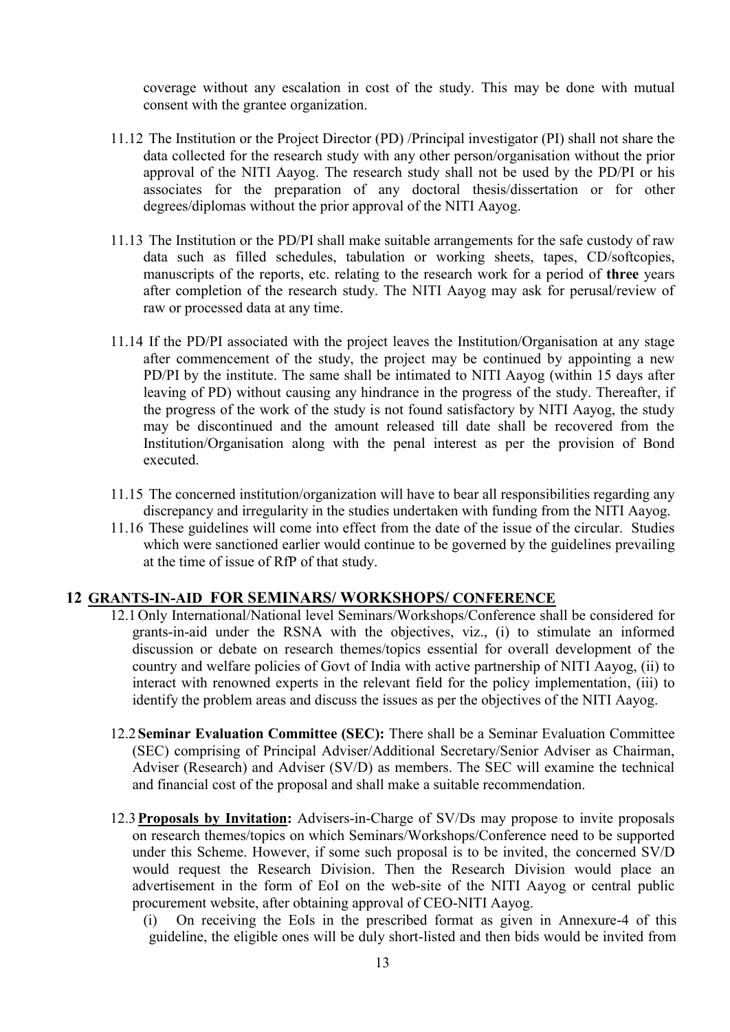coverage without any escalation in cost of the study. This may be done with mutual consent with the grantee organization.

11.12 The Institution or the Project Director (PD) /Principal investigator (PI) shall not share the data collected for the research study with any other person/organisation without the prior approval of the NITI Aayog. The research study shall not be used by the PD/PI or his associates for the preparation of any doctoral thesis/dissertation or for other degrees/diplomas without the prior approval of the NITI Aayog.

11.13 The Institution or the PD/PI shall make suitable arrangements for the safe custody of raw data such as filled schedules, tabulation or working sheets, tapes, CD/softcopies, manuscripts of the reports, etc. relating to the research work for a period of **three** years after completion of the research study. The NITI Aayog may ask for perusal/review of raw or processed data at any time.

11.14 If the PD/PI associated with the project leaves the Institution/Organisation at any stage after commencement of the study, the project may be continued by appointing a new PD/PI by the institute. The same shall be intimated to NITI Aayog (within 15 days after leaving of PD) without causing any hindrance in the progress of the study. Thereafter, if the progress of the work of the study is not found satisfactory by NITI Aayog, the study may be discontinued and the amount released till date shall be recovered from the Institution/Organisation along with the penal interest as per the provision of Bond executed.

11.15 The concerned institution/organization will have to bear all responsibilities regarding any discrepancy and irregularity in the studies undertaken with funding from the NITI Aayog.

11.16 These guidelines will come into effect from the date of the issue of the circular. Studies which were sanctioned earlier would continue to be governed by the guidelines prevailing at the time of issue of RfP of that study.

## 12 GRANTS-IN-AID FOR SEMINARS/ WORKSHOPS/ CONFERENCE

12.1 Only International/National level Seminars/Workshops/Conference shall be considered for grants-in-aid under the RSNA with the objectives, viz., (i) to stimulate an informed discussion or debate on research themes/topics essential for overall development of the country and welfare policies of Govt of India with active partnership of NITI Aayog, (ii) to interact with renowned experts in the relevant field for the policy implementation, (iii) to identify the problem areas and discuss the issues as per the objectives of the NITI Aayog.

12.2 **Seminar Evaluation Committee (SEC):** There shall be a Seminar Evaluation Committee (SEC) comprising of Principal Adviser/Additional Secretary/Senior Adviser as Chairman, Adviser (Research) and Adviser (SV/D) as members. The SEC will examine the technical and financial cost of the proposal and shall make a suitable recommendation.

12.3 **Proposals by Invitation:** Advisers-in-Charge of SV/Ds may propose to invite proposals on research themes/topics on which Seminars/Workshops/Conference need to be supported under this Scheme. However, if some such proposal is to be invited, the concerned SV/D would request the Research Division. Then the Research Division would place an advertisement in the form of EoI on the web-site of the NITI Aayog or central public procurement website, after obtaining approval of CEO-NITI Aayog.

(i) On receiving the EoIs in the prescribed format as given in Annexure-4 of this guideline, the eligible ones will be duly short-listed and then bids would be invited from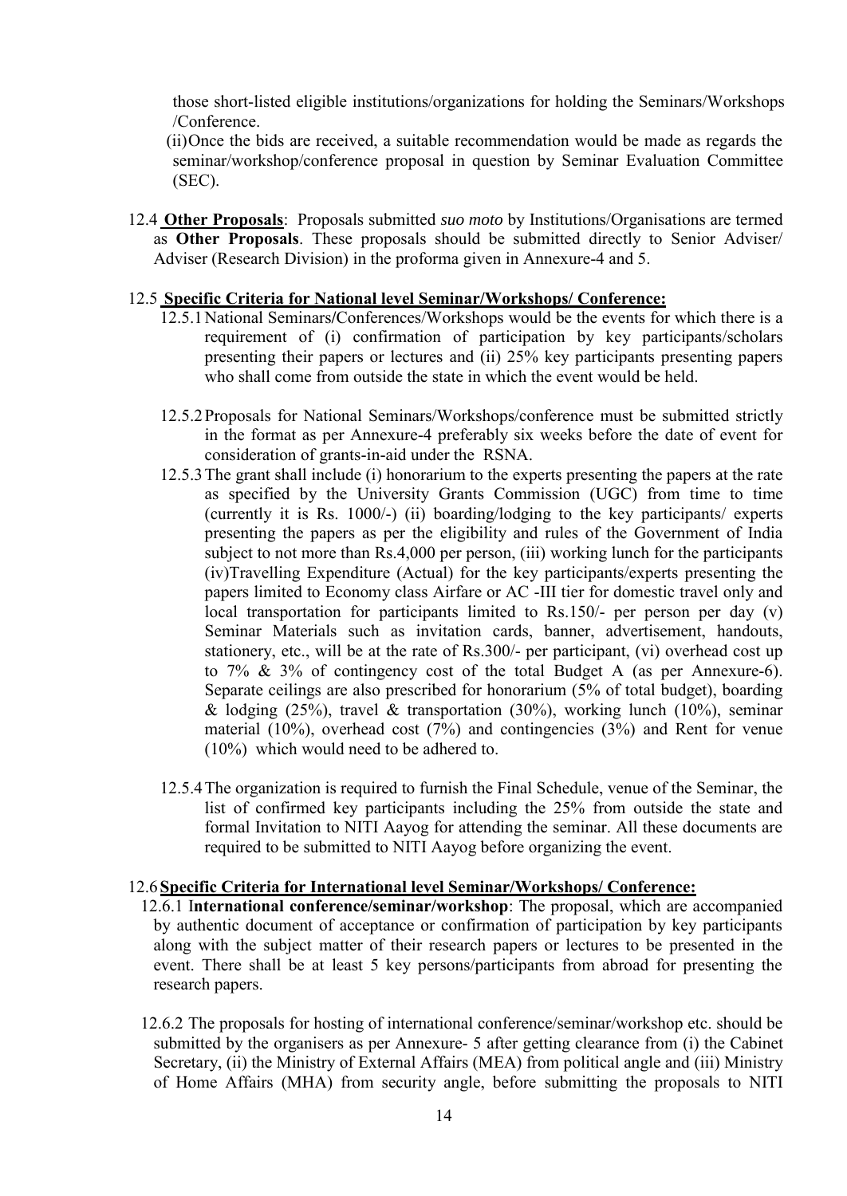those short-listed eligible institutions/organizations for holding the Seminars/Workshops /Conference.

(ii) Once the bids are received, a suitable recommendation would be made as regards the seminar/workshop/conference proposal in question by Seminar Evaluation Committee (SEC).

12.4 **Other Proposals**: Proposals submitted *suo moto* by Institutions/Organisations are termed as **Other Proposals**. These proposals should be submitted directly to Senior Adviser/ Adviser (Research Division) in the proforma given in Annexure-4 and 5.

12.5 **Specific Criteria for National level Seminar/Workshops/ Conference:**

12.5.1 National Seminars/Conferences/Workshops would be the events for which there is a requirement of (i) confirmation of participation by key participants/scholars presenting their papers or lectures and (ii) 25% key participants presenting papers who shall come from outside the state in which the event would be held.

12.5.2 Proposals for National Seminars/Workshops/conference must be submitted strictly in the format as per Annexure-4 preferably six weeks before the date of event for consideration of grants-in-aid under the RSNA.

12.5.3 The grant shall include (i) honorarium to the experts presenting the papers at the rate as specified by the University Grants Commission (UGC) from time to time (currently it is Rs. 1000/-) (ii) boarding/lodging to the key participants/ experts presenting the papers as per the eligibility and rules of the Government of India subject to not more than Rs.4,000 per person, (iii) working lunch for the participants (iv)Travelling Expenditure (Actual) for the key participants/experts presenting the papers limited to Economy class Airfare or AC -III tier for domestic travel only and local transportation for participants limited to Rs.150/- per person per day (v) Seminar Materials such as invitation cards, banner, advertisement, handouts, stationery, etc., will be at the rate of Rs.300/- per participant, (vi) overhead cost up to 7% & 3% of contingency cost of the total Budget A (as per Annexure-6). Separate ceilings are also prescribed for honorarium (5% of total budget), boarding & lodging (25%), travel & transportation (30%), working lunch (10%), seminar material (10%), overhead cost (7%) and contingencies (3%) and Rent for venue (10%) which would need to be adhered to.

12.5.4 The organization is required to furnish the Final Schedule, venue of the Seminar, the list of confirmed key participants including the 25% from outside the state and formal Invitation to NITI Aayog for attending the seminar. All these documents are required to be submitted to NITI Aayog before organizing the event.

12.6 **Specific Criteria for International level Seminar/Workshops/ Conference:**

12.6.1 I**nternational conference/seminar/workshop**: The proposal, which are accompanied by authentic document of acceptance or confirmation of participation by key participants along with the subject matter of their research papers or lectures to be presented in the event. There shall be at least 5 key persons/participants from abroad for presenting the research papers.

12.6.2 The proposals for hosting of international conference/seminar/workshop etc. should be submitted by the organisers as per Annexure- 5 after getting clearance from (i) the Cabinet Secretary, (ii) the Ministry of External Affairs (MEA) from political angle and (iii) Ministry of Home Affairs (MHA) from security angle, before submitting the proposals to NITI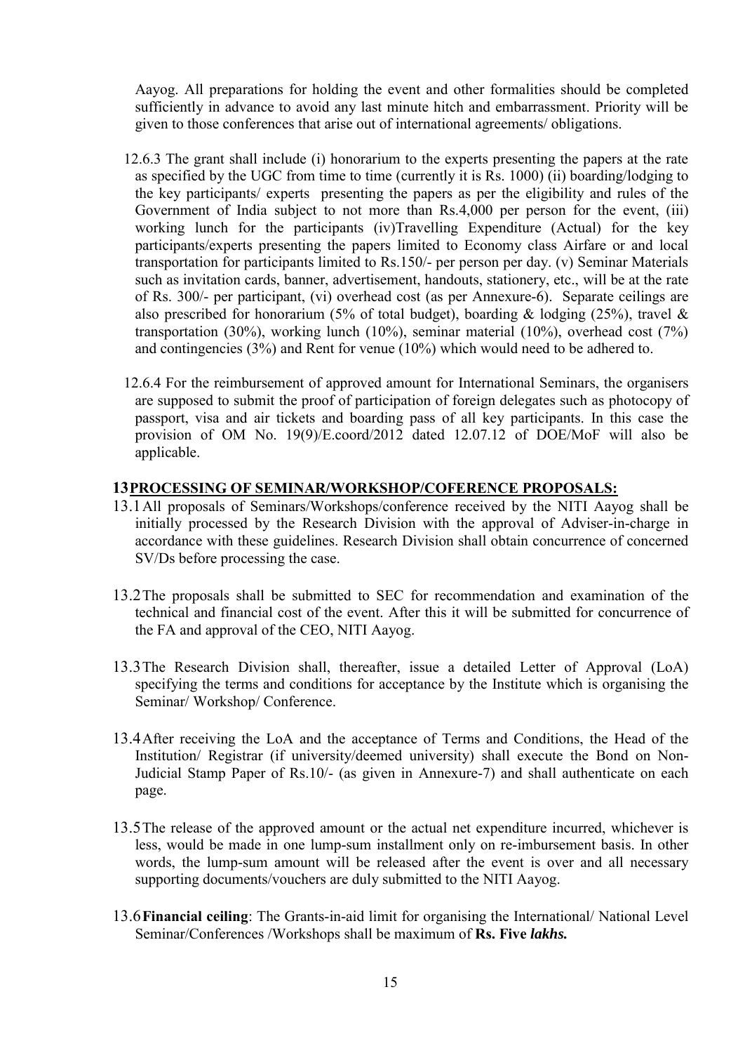Aayog. All preparations for holding the event and other formalities should be completed sufficiently in advance to avoid any last minute hitch and embarrassment. Priority will be given to those conferences that arise out of international agreements/ obligations.

12.6.3 The grant shall include (i) honorarium to the experts presenting the papers at the rate as specified by the UGC from time to time (currently it is Rs. 1000) (ii) boarding/lodging to the key participants/ experts presenting the papers as per the eligibility and rules of the Government of India subject to not more than Rs.4,000 per person for the event, (iii) working lunch for the participants (iv)Travelling Expenditure (Actual) for the key participants/experts presenting the papers limited to Economy class Airfare or and local transportation for participants limited to Rs.150/- per person per day. (v) Seminar Materials such as invitation cards, banner, advertisement, handouts, stationery, etc., will be at the rate of Rs. 300/- per participant, (vi) overhead cost (as per Annexure-6). Separate ceilings are also prescribed for honorarium (5% of total budget), boarding & lodging (25%), travel & transportation (30%), working lunch (10%), seminar material (10%), overhead cost (7%) and contingencies (3%) and Rent for venue (10%) which would need to be adhered to.

12.6.4 For the reimbursement of approved amount for International Seminars, the organisers are supposed to submit the proof of participation of foreign delegates such as photocopy of passport, visa and air tickets and boarding pass of all key participants. In this case the provision of OM No. 19(9)/E.coord/2012 dated 12.07.12 of DOE/MoF will also be applicable.

## 13 PROCESSING OF SEMINAR/WORKSHOP/COFERENCE PROPOSALS:

13.1 All proposals of Seminars/Workshops/conference received by the NITI Aayog shall be initially processed by the Research Division with the approval of Adviser-in-charge in accordance with these guidelines. Research Division shall obtain concurrence of concerned SV/Ds before processing the case.

13.2 The proposals shall be submitted to SEC for recommendation and examination of the technical and financial cost of the event. After this it will be submitted for concurrence of the FA and approval of the CEO, NITI Aayog.

13.3 The Research Division shall, thereafter, issue a detailed Letter of Approval (LoA) specifying the terms and conditions for acceptance by the Institute which is organising the Seminar/ Workshop/ Conference.

13.4 After receiving the LoA and the acceptance of Terms and Conditions, the Head of the Institution/ Registrar (if university/deemed university) shall execute the Bond on Non-Judicial Stamp Paper of Rs.10/- (as given in Annexure-7) and shall authenticate on each page.

13.5 The release of the approved amount or the actual net expenditure incurred, whichever is less, would be made in one lump-sum installment only on re-imbursement basis. In other words, the lump-sum amount will be released after the event is over and all necessary supporting documents/vouchers are duly submitted to the NITI Aayog.

13.6 **Financial ceiling**: The Grants-in-aid limit for organising the International/ National Level Seminar/Conferences /Workshops shall be maximum of **Rs. Five *lakhs.***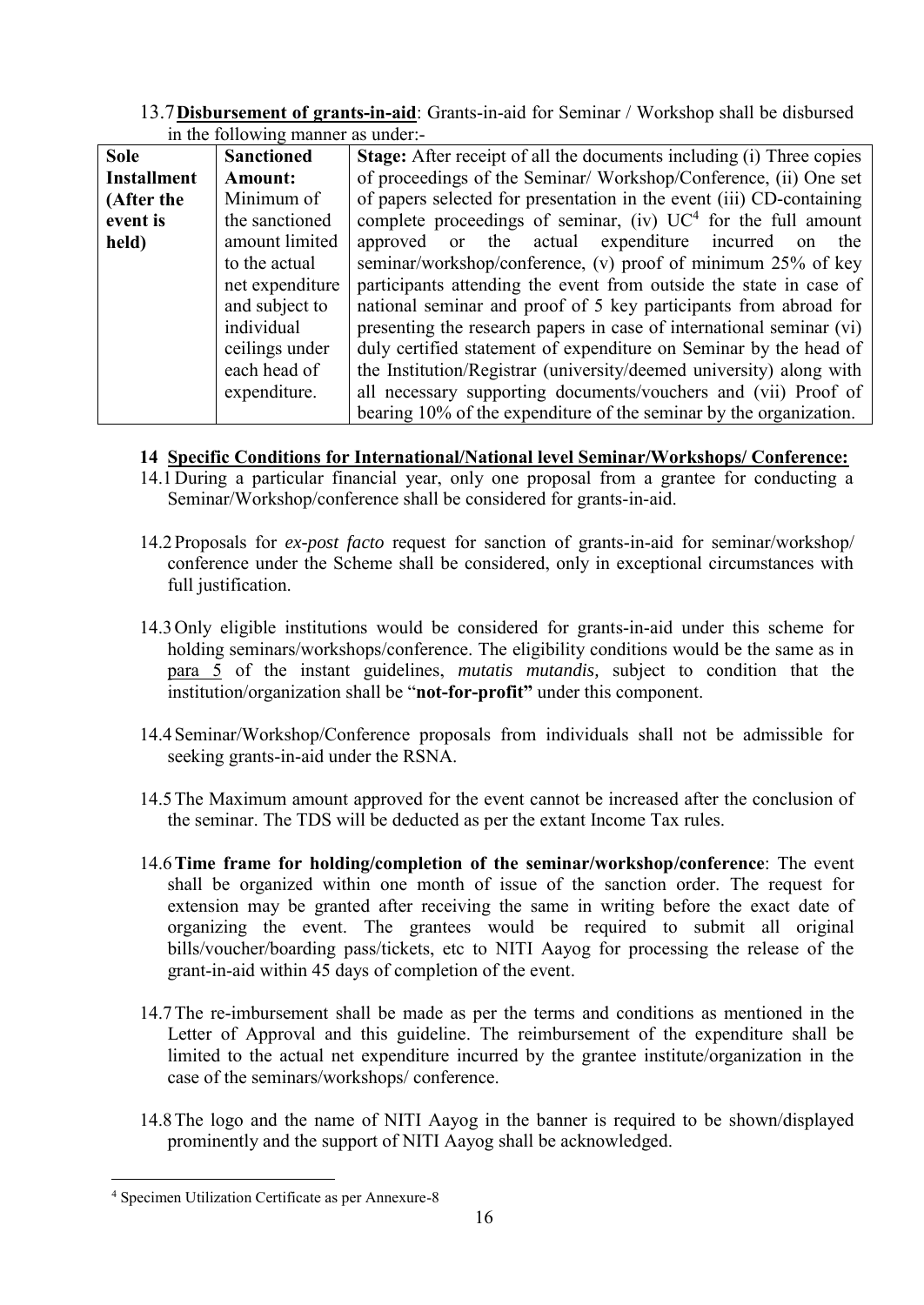13.7 **Disbursement of grants-in-aid**: Grants-in-aid for Seminar / Workshop shall be disbursed in the following manner as under:-

| **Sole Installment (After the event is held)** | **Sanctioned Amount:** Minimum of the sanctioned amount limited to the actual net expenditure and subject to individual ceilings under each head of expenditure. | **Stage:** After receipt of all the documents including (i) Three copies of proceedings of the Seminar/ Workshop/Conference, (ii) One set of papers selected for presentation in the event (iii) CD-containing complete proceedings of seminar, (iv) UC[4] for the full amount approved or the actual expenditure incurred on the seminar/workshop/conference, (v) proof of minimum 25% of key participants attending the event from outside the state in case of national seminar and proof of 5 key participants from abroad for presenting the research papers in case of international seminar (vi) duly certified statement of expenditure on Seminar by the head of the Institution/Registrar (university/deemed university) along with all necessary supporting documents/vouchers and (vii) Proof of bearing 10% of the expenditure of the seminar by the organization. |
|---|---|---|

## 14 Specific Conditions for International/National level Seminar/Workshops/ Conference:

14.1 During a particular financial year, only one proposal from a grantee for conducting a Seminar/Workshop/conference shall be considered for grants-in-aid.

14.2 Proposals for *ex-post facto* request for sanction of grants-in-aid for seminar/workshop/ conference under the Scheme shall be considered, only in exceptional circumstances with full justification.

14.3 Only eligible institutions would be considered for grants-in-aid under this scheme for holding seminars/workshops/conference. The eligibility conditions would be the same as in para 5 of the instant guidelines, *mutatis mutandis,* subject to condition that the institution/organization shall be "**not-for-profit"** under this component.

14.4 Seminar/Workshop/Conference proposals from individuals shall not be admissible for seeking grants-in-aid under the RSNA.

14.5 The Maximum amount approved for the event cannot be increased after the conclusion of the seminar. The TDS will be deducted as per the extant Income Tax rules.

14.6 **Time frame for holding/completion of the seminar/workshop/conference**: The event shall be organized within one month of issue of the sanction order. The request for extension may be granted after receiving the same in writing before the exact date of organizing the event. The grantees would be required to submit all original bills/voucher/boarding pass/tickets, etc to NITI Aayog for processing the release of the grant-in-aid within 45 days of completion of the event.

14.7 The re-imbursement shall be made as per the terms and conditions as mentioned in the Letter of Approval and this guideline. The reimbursement of the expenditure shall be limited to the actual net expenditure incurred by the grantee institute/organization in the case of the seminars/workshops/ conference.

14.8 The logo and the name of NITI Aayog in the banner is required to be shown/displayed prominently and the support of NITI Aayog shall be acknowledged.

---

[4] Specimen Utilization Certificate as per Annexure-8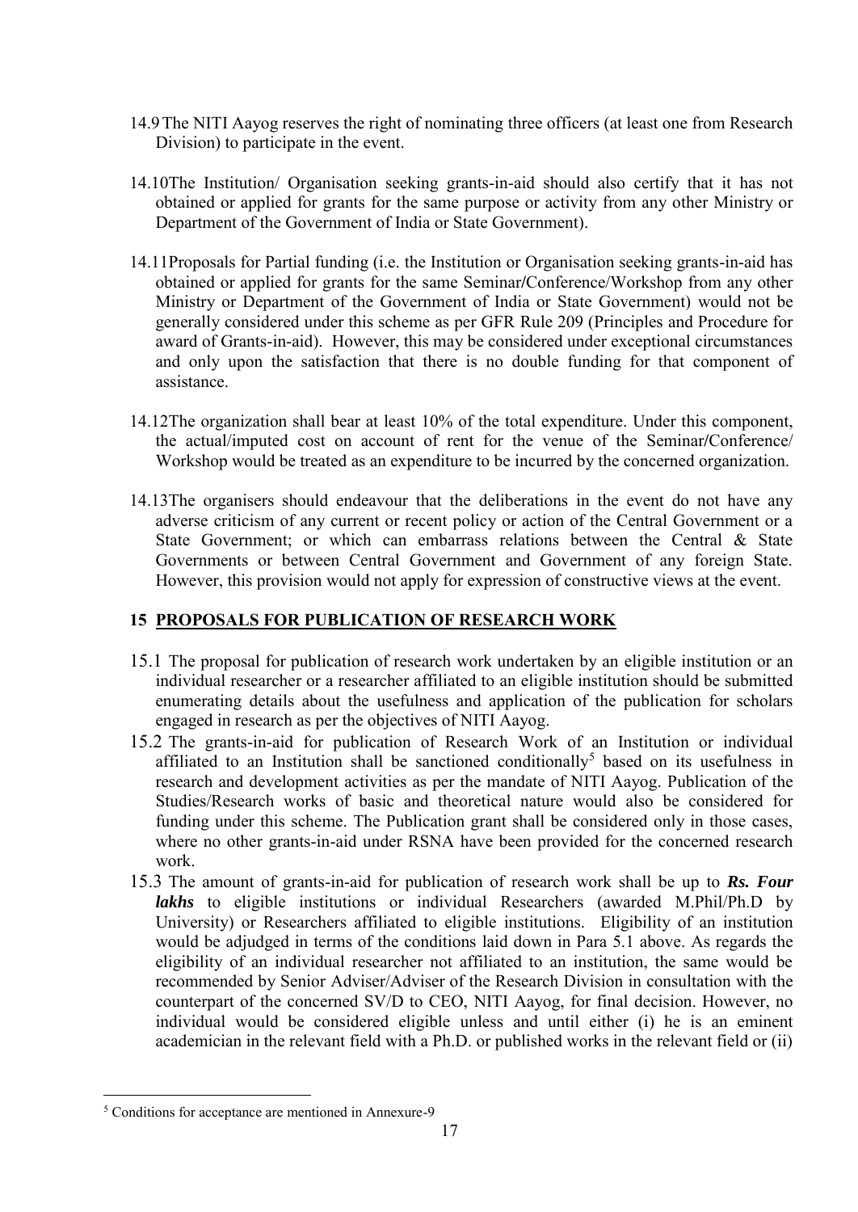14.9 The NITI Aayog reserves the right of nominating three officers (at least one from Research Division) to participate in the event.

14.10 The Institution/ Organisation seeking grants-in-aid should also certify that it has not obtained or applied for grants for the same purpose or activity from any other Ministry or Department of the Government of India or State Government).

14.11 Proposals for Partial funding (i.e. the Institution or Organisation seeking grants-in-aid has obtained or applied for grants for the same Seminar/Conference/Workshop from any other Ministry or Department of the Government of India or State Government) would not be generally considered under this scheme as per GFR Rule 209 (Principles and Procedure for award of Grants-in-aid). However, this may be considered under exceptional circumstances and only upon the satisfaction that there is no double funding for that component of assistance.

14.12 The organization shall bear at least 10% of the total expenditure. Under this component, the actual/imputed cost on account of rent for the venue of the Seminar/Conference/ Workshop would be treated as an expenditure to be incurred by the concerned organization.

14.13 The organisers should endeavour that the deliberations in the event do not have any adverse criticism of any current or recent policy or action of the Central Government or a State Government; or which can embarrass relations between the Central & State Governments or between Central Government and Government of any foreign State. However, this provision would not apply for expression of constructive views at the event.

## 15 PROPOSALS FOR PUBLICATION OF RESEARCH WORK

15.1 The proposal for publication of research work undertaken by an eligible institution or an individual researcher or a researcher affiliated to an eligible institution should be submitted enumerating details about the usefulness and application of the publication for scholars engaged in research as per the objectives of NITI Aayog.

15.2 The grants-in-aid for publication of Research Work of an Institution or individual affiliated to an Institution shall be sanctioned conditionally[5] based on its usefulness in research and development activities as per the mandate of NITI Aayog. Publication of the Studies/Research works of basic and theoretical nature would also be considered for funding under this scheme. The Publication grant shall be considered only in those cases, where no other grants-in-aid under RSNA have been provided for the concerned research work.

15.3 The amount of grants-in-aid for publication of research work shall be up to ***Rs. Four lakhs*** to eligible institutions or individual Researchers (awarded M.Phil/Ph.D by University) or Researchers affiliated to eligible institutions. Eligibility of an institution would be adjudged in terms of the conditions laid down in Para 5.1 above. As regards the eligibility of an individual researcher not affiliated to an institution, the same would be recommended by Senior Adviser/Adviser of the Research Division in consultation with the counterpart of the concerned SV/D to CEO, NITI Aayog, for final decision. However, no individual would be considered eligible unless and until either (i) he is an eminent academician in the relevant field with a Ph.D. or published works in the relevant field or (ii)

[5] Conditions for acceptance are mentioned in Annexure-9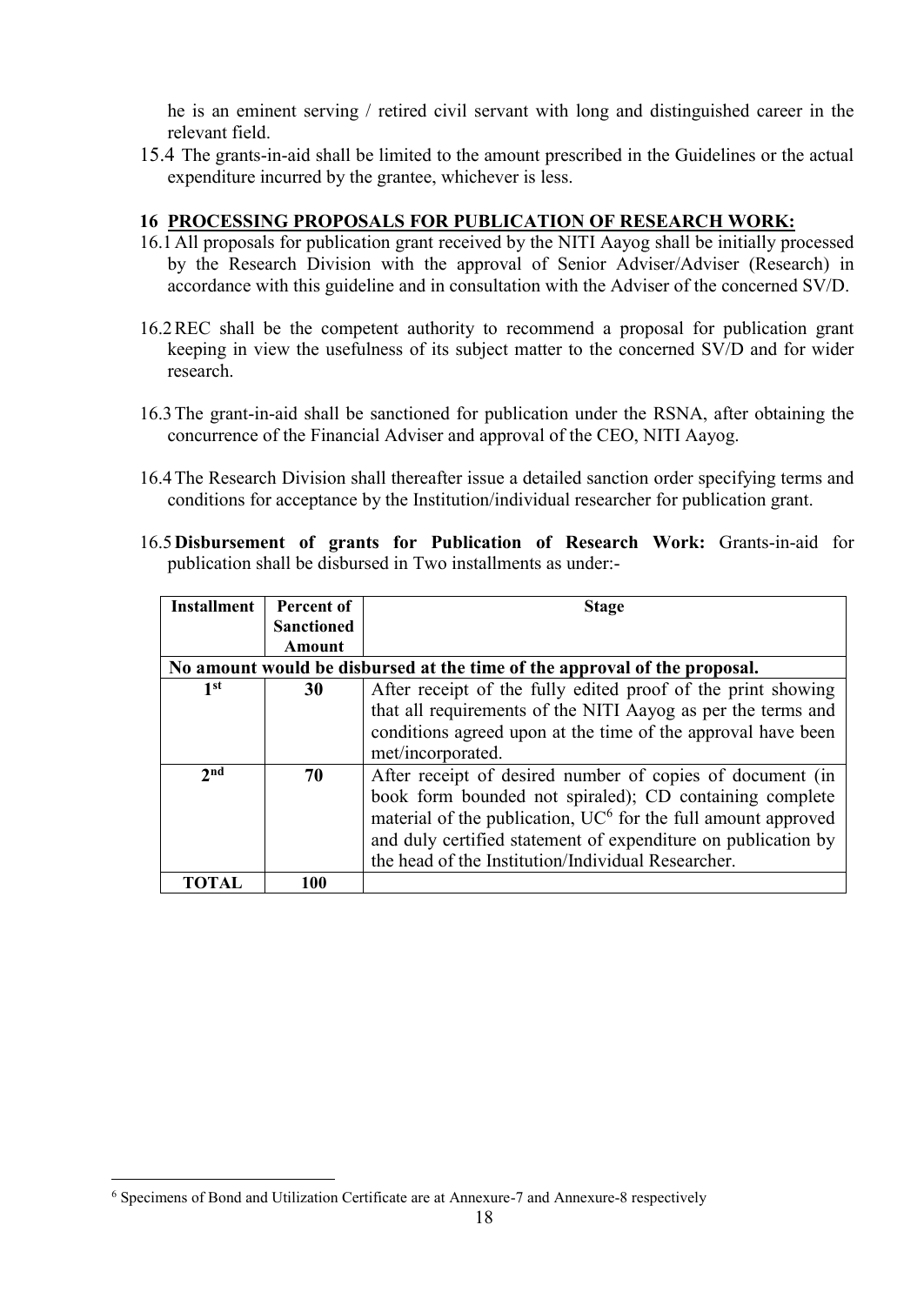he is an eminent serving / retired civil servant with long and distinguished career in the relevant field.

15.4 The grants-in-aid shall be limited to the amount prescribed in the Guidelines or the actual expenditure incurred by the grantee, whichever is less.

## 16 PROCESSING PROPOSALS FOR PUBLICATION OF RESEARCH WORK:

16.1 All proposals for publication grant received by the NITI Aayog shall be initially processed by the Research Division with the approval of Senior Adviser/Adviser (Research) in accordance with this guideline and in consultation with the Adviser of the concerned SV/D.

16.2 REC shall be the competent authority to recommend a proposal for publication grant keeping in view the usefulness of its subject matter to the concerned SV/D and for wider research.

16.3 The grant-in-aid shall be sanctioned for publication under the RSNA, after obtaining the concurrence of the Financial Adviser and approval of the CEO, NITI Aayog.

16.4 The Research Division shall thereafter issue a detailed sanction order specifying terms and conditions for acceptance by the Institution/individual researcher for publication grant.

16.5 **Disbursement of grants for Publication of Research Work:** Grants-in-aid for publication shall be disbursed in Two installments as under:-

| Installment | Percent of Sanctioned Amount | Stage |
|---|---|---|
| **No amount would be disbursed at the time of the approval of the proposal.** | | |
| 1st | 30 | After receipt of the fully edited proof of the print showing that all requirements of the NITI Aayog as per the terms and conditions agreed upon at the time of the approval have been met/incorporated. |
| 2nd | 70 | After receipt of desired number of copies of document (in book form bounded not spiraled); CD containing complete material of the publication, UC[6] for the full amount approved and duly certified statement of expenditure on publication by the head of the Institution/Individual Researcher. |
| **TOTAL** | **100** | |

[6] Specimens of Bond and Utilization Certificate are at Annexure-7 and Annexure-8 respectively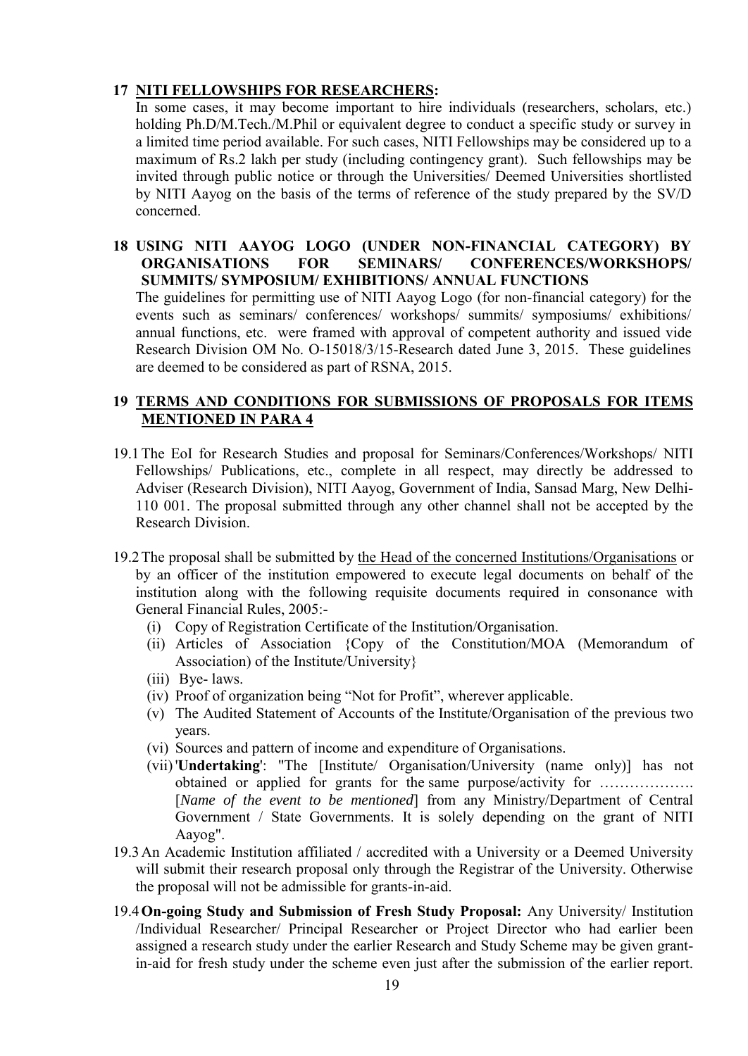## 17 NITI FELLOWSHIPS FOR RESEARCHERS:

In some cases, it may become important to hire individuals (researchers, scholars, etc.) holding Ph.D/M.Tech./M.Phil or equivalent degree to conduct a specific study or survey in a limited time period available. For such cases, NITI Fellowships may be considered up to a maximum of Rs.2 lakh per study (including contingency grant). Such fellowships may be invited through public notice or through the Universities/ Deemed Universities shortlisted by NITI Aayog on the basis of the terms of reference of the study prepared by the SV/D concerned.

## 18 USING NITI AAYOG LOGO (UNDER NON-FINANCIAL CATEGORY) BY ORGANISATIONS FOR SEMINARS/ CONFERENCES/WORKSHOPS/ SUMMITS/ SYMPOSIUM/ EXHIBITIONS/ ANNUAL FUNCTIONS

The guidelines for permitting use of NITI Aayog Logo (for non-financial category) for the events such as seminars/ conferences/ workshops/ summits/ symposiums/ exhibitions/ annual functions, etc. were framed with approval of competent authority and issued vide Research Division OM No. O-15018/3/15-Research dated June 3, 2015. These guidelines are deemed to be considered as part of RSNA, 2015.

## 19 TERMS AND CONDITIONS FOR SUBMISSIONS OF PROPOSALS FOR ITEMS MENTIONED IN PARA 4

19.1 The EoI for Research Studies and proposal for Seminars/Conferences/Workshops/ NITI Fellowships/ Publications, etc., complete in all respect, may directly be addressed to Adviser (Research Division), NITI Aayog, Government of India, Sansad Marg, New Delhi-110 001. The proposal submitted through any other channel shall not be accepted by the Research Division.

19.2 The proposal shall be submitted by the Head of the concerned Institutions/Organisations or by an officer of the institution empowered to execute legal documents on behalf of the institution along with the following requisite documents required in consonance with General Financial Rules, 2005:-

- (i) Copy of Registration Certificate of the Institution/Organisation.
- (ii) Articles of Association {Copy of the Constitution/MOA (Memorandum of Association) of the Institute/University}
- (iii) Bye- laws.
- (iv) Proof of organization being "Not for Profit", wherever applicable.
- (v) The Audited Statement of Accounts of the Institute/Organisation of the previous two years.
- (vi) Sources and pattern of income and expenditure of Organisations.
- (vii) '**Undertaking**': "The [Institute/ Organisation/University (name only)] has not obtained or applied for grants for the same purpose/activity for ………………. [*Name of the event to be mentioned*] from any Ministry/Department of Central Government / State Governments. It is solely depending on the grant of NITI Aayog".

19.3 An Academic Institution affiliated / accredited with a University or a Deemed University will submit their research proposal only through the Registrar of the University. Otherwise the proposal will not be admissible for grants-in-aid.

19.4 **On-going Study and Submission of Fresh Study Proposal:** Any University/ Institution /Individual Researcher/ Principal Researcher or Project Director who had earlier been assigned a research study under the earlier Research and Study Scheme may be given grant-in-aid for fresh study under the scheme even just after the submission of the earlier report.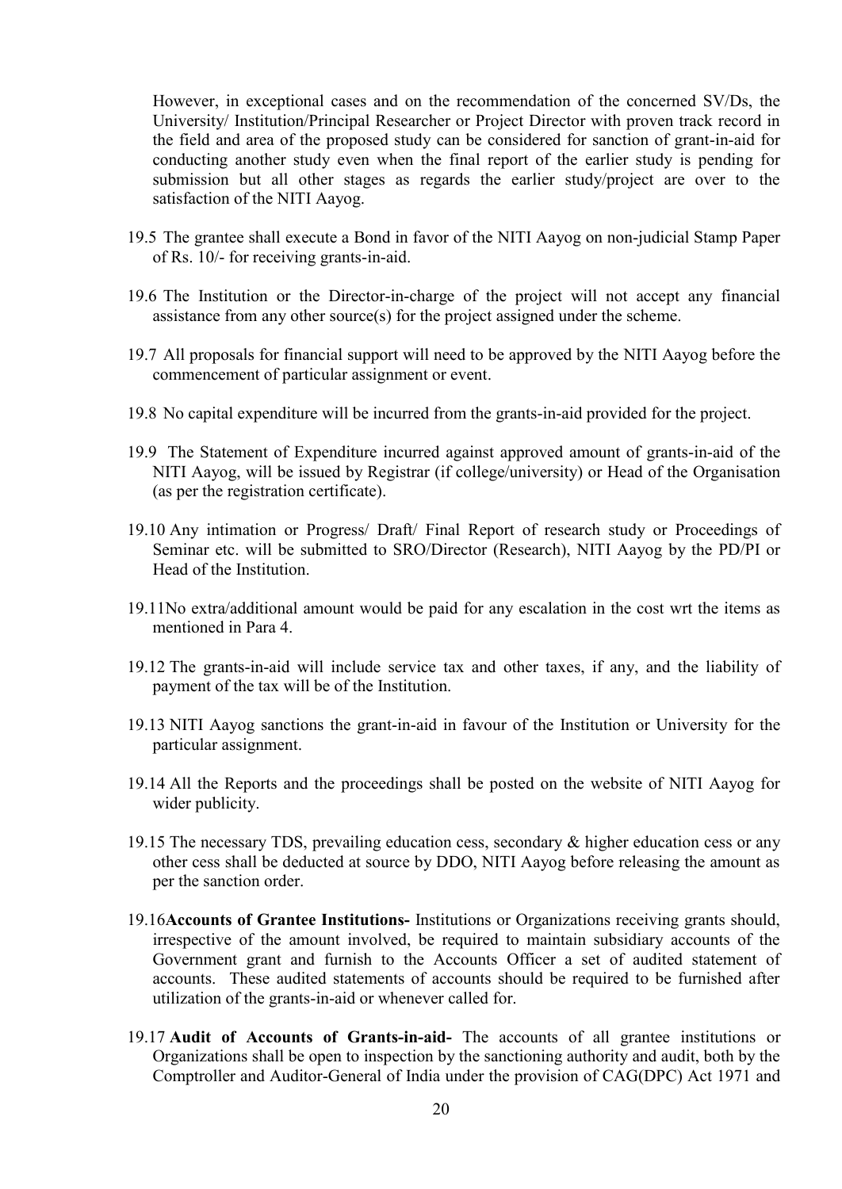However, in exceptional cases and on the recommendation of the concerned SV/Ds, the University/ Institution/Principal Researcher or Project Director with proven track record in the field and area of the proposed study can be considered for sanction of grant-in-aid for conducting another study even when the final report of the earlier study is pending for submission but all other stages as regards the earlier study/project are over to the satisfaction of the NITI Aayog.

19.5 The grantee shall execute a Bond in favor of the NITI Aayog on non-judicial Stamp Paper of Rs. 10/- for receiving grants-in-aid.

19.6 The Institution or the Director-in-charge of the project will not accept any financial assistance from any other source(s) for the project assigned under the scheme.

19.7 All proposals for financial support will need to be approved by the NITI Aayog before the commencement of particular assignment or event.

19.8 No capital expenditure will be incurred from the grants-in-aid provided for the project.

19.9 The Statement of Expenditure incurred against approved amount of grants-in-aid of the NITI Aayog, will be issued by Registrar (if college/university) or Head of the Organisation (as per the registration certificate).

19.10 Any intimation or Progress/ Draft/ Final Report of research study or Proceedings of Seminar etc. will be submitted to SRO/Director (Research), NITI Aayog by the PD/PI or Head of the Institution.

19.11No extra/additional amount would be paid for any escalation in the cost wrt the items as mentioned in Para 4.

19.12 The grants-in-aid will include service tax and other taxes, if any, and the liability of payment of the tax will be of the Institution.

19.13 NITI Aayog sanctions the grant-in-aid in favour of the Institution or University for the particular assignment.

19.14 All the Reports and the proceedings shall be posted on the website of NITI Aayog for wider publicity.

19.15 The necessary TDS, prevailing education cess, secondary & higher education cess or any other cess shall be deducted at source by DDO, NITI Aayog before releasing the amount as per the sanction order.

19.16**Accounts of Grantee Institutions-** Institutions or Organizations receiving grants should, irrespective of the amount involved, be required to maintain subsidiary accounts of the Government grant and furnish to the Accounts Officer a set of audited statement of accounts. These audited statements of accounts should be required to be furnished after utilization of the grants-in-aid or whenever called for.

19.17 **Audit of Accounts of Grants-in-aid-** The accounts of all grantee institutions or Organizations shall be open to inspection by the sanctioning authority and audit, both by the Comptroller and Auditor-General of India under the provision of CAG(DPC) Act 1971 and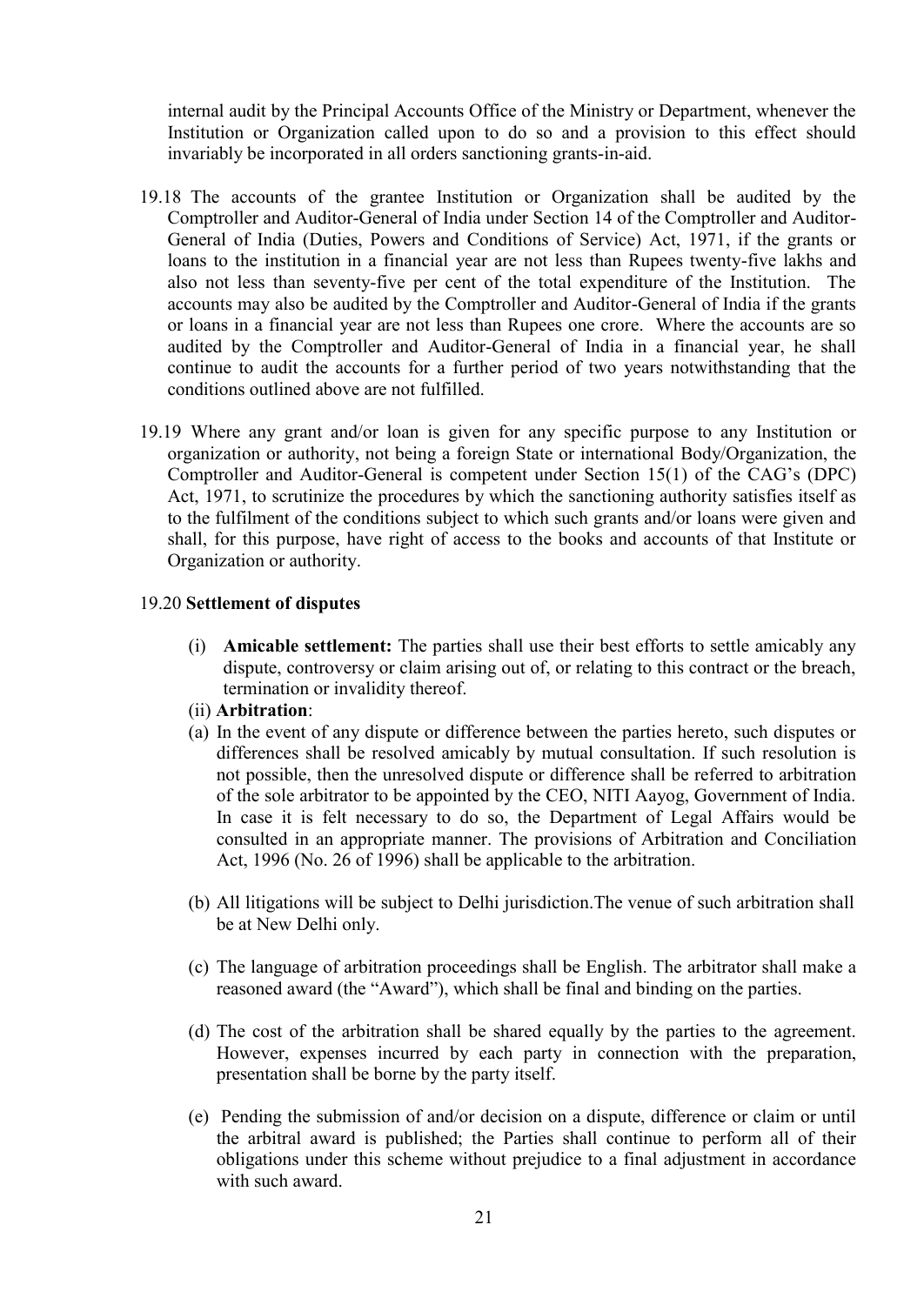internal audit by the Principal Accounts Office of the Ministry or Department, whenever the Institution or Organization called upon to do so and a provision to this effect should invariably be incorporated in all orders sanctioning grants-in-aid.

19.18 The accounts of the grantee Institution or Organization shall be audited by the Comptroller and Auditor-General of India under Section 14 of the Comptroller and Auditor-General of India (Duties, Powers and Conditions of Service) Act, 1971, if the grants or loans to the institution in a financial year are not less than Rupees twenty-five lakhs and also not less than seventy-five per cent of the total expenditure of the Institution. The accounts may also be audited by the Comptroller and Auditor-General of India if the grants or loans in a financial year are not less than Rupees one crore. Where the accounts are so audited by the Comptroller and Auditor-General of India in a financial year, he shall continue to audit the accounts for a further period of two years notwithstanding that the conditions outlined above are not fulfilled.

19.19 Where any grant and/or loan is given for any specific purpose to any Institution or organization or authority, not being a foreign State or international Body/Organization, the Comptroller and Auditor-General is competent under Section 15(1) of the CAG's (DPC) Act, 1971, to scrutinize the procedures by which the sanctioning authority satisfies itself as to the fulfilment of the conditions subject to which such grants and/or loans were given and shall, for this purpose, have right of access to the books and accounts of that Institute or Organization or authority.

19.20 **Settlement of disputes**

(i) **Amicable settlement:** The parties shall use their best efforts to settle amicably any dispute, controversy or claim arising out of, or relating to this contract or the breach, termination or invalidity thereof.

(ii) **Arbitration**:

(a) In the event of any dispute or difference between the parties hereto, such disputes or differences shall be resolved amicably by mutual consultation. If such resolution is not possible, then the unresolved dispute or difference shall be referred to arbitration of the sole arbitrator to be appointed by the CEO, NITI Aayog, Government of India. In case it is felt necessary to do so, the Department of Legal Affairs would be consulted in an appropriate manner. The provisions of Arbitration and Conciliation Act, 1996 (No. 26 of 1996) shall be applicable to the arbitration.

(b) All litigations will be subject to Delhi jurisdiction.The venue of such arbitration shall be at New Delhi only.

(c) The language of arbitration proceedings shall be English. The arbitrator shall make a reasoned award (the "Award"), which shall be final and binding on the parties.

(d) The cost of the arbitration shall be shared equally by the parties to the agreement. However, expenses incurred by each party in connection with the preparation, presentation shall be borne by the party itself.

(e) Pending the submission of and/or decision on a dispute, difference or claim or until the arbitral award is published; the Parties shall continue to perform all of their obligations under this scheme without prejudice to a final adjustment in accordance with such award.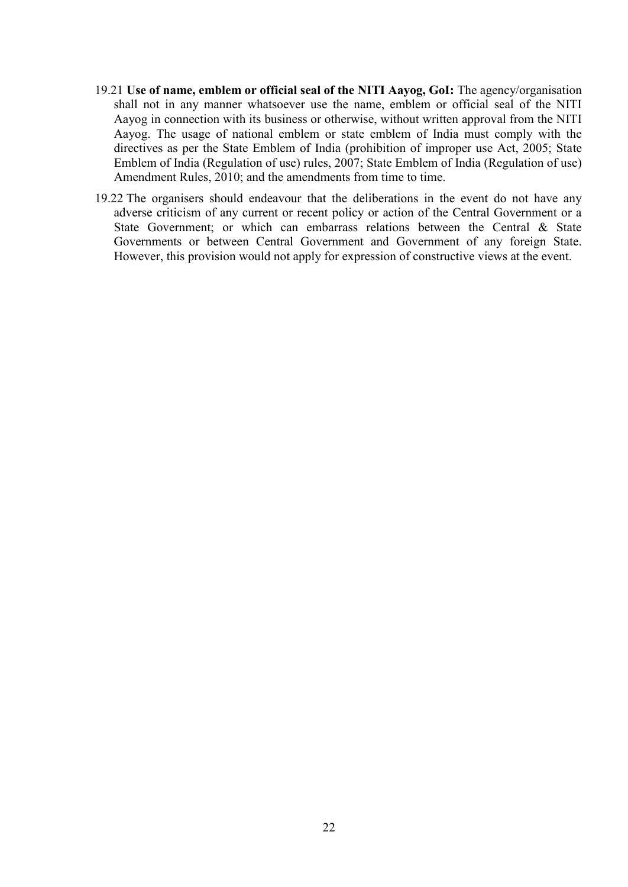19.21 **Use of name, emblem or official seal of the NITI Aayog, GoI:** The agency/organisation shall not in any manner whatsoever use the name, emblem or official seal of the NITI Aayog in connection with its business or otherwise, without written approval from the NITI Aayog. The usage of national emblem or state emblem of India must comply with the directives as per the State Emblem of India (prohibition of improper use Act, 2005; State Emblem of India (Regulation of use) rules, 2007; State Emblem of India (Regulation of use) Amendment Rules, 2010; and the amendments from time to time.

19.22 The organisers should endeavour that the deliberations in the event do not have any adverse criticism of any current or recent policy or action of the Central Government or a State Government; or which can embarrass relations between the Central & State Governments or between Central Government and Government of any foreign State. However, this provision would not apply for expression of constructive views at the event.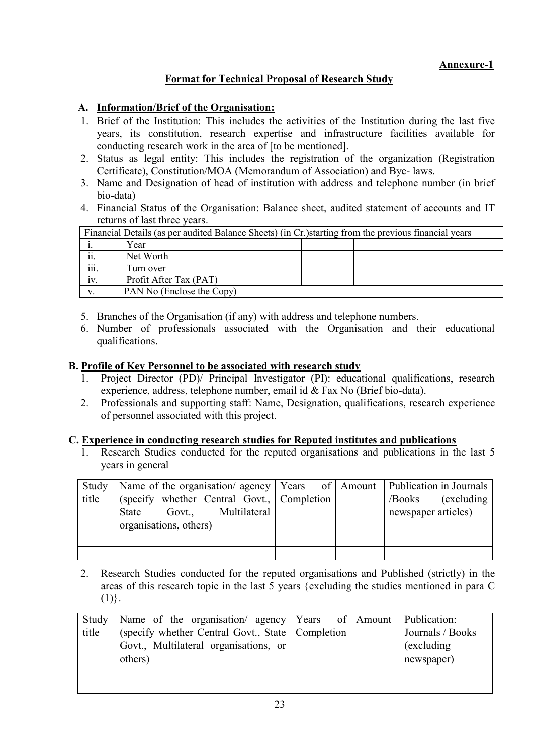**Annexure-1**

**Format for Technical Proposal of Research Study**

**A. Information/Brief of the Organisation:**

1. Brief of the Institution: This includes the activities of the Institution during the last five years, its constitution, research expertise and infrastructure facilities available for conducting research work in the area of [to be mentioned].
2. Status as legal entity: This includes the registration of the organization (Registration Certificate), Constitution/MOA (Memorandum of Association) and Bye- laws.
3. Name and Designation of head of institution with address and telephone number (in brief bio-data)
4. Financial Status of the Organisation: Balance sheet, audited statement of accounts and IT returns of last three years.

| Financial Details (as per audited Balance Sheets) (in Cr.)starting from the previous financial years | | | | |
|---|---|---|---|---|
| i. | Year | | | |
| ii. | Net Worth | | | |
| iii. | Turn over | | | |
| iv. | Profit After Tax (PAT) | | | |
| v. | PAN No (Enclose the Copy) | | | |

5. Branches of the Organisation (if any) with address and telephone numbers.
6. Number of professionals associated with the Organisation and their educational qualifications.

**B. Profile of Key Personnel to be associated with research study**

1. Project Director (PD)/ Principal Investigator (PI): educational qualifications, research experience, address, telephone number, email id & Fax No (Brief bio-data).
2. Professionals and supporting staff: Name, Designation, qualifications, research experience of personnel associated with this project.

**C. Experience in conducting research studies for Reputed institutes and publications**

1. Research Studies conducted for the reputed organisations and publications in the last 5 years in general

| Study title | Name of the organisation/ agency (specify whether Central Govt., State Govt., Multilateral organisations, others) | Years of Completion | Amount | Publication in Journals /Books (excluding newspaper articles) |
|---|---|---|---|---|
| | | | | |
| | | | | |

2. Research Studies conducted for the reputed organisations and Published (strictly) in the areas of this research topic in the last 5 years {excluding the studies mentioned in para C (1)}.

| Study title | Name of the organisation/ agency (specify whether Central Govt., State Govt., Multilateral organisations, or others) | Years of Completion | Amount | Publication: Journals / Books (excluding newspaper) |
|---|---|---|---|---|
| | | | | |
| | | | | |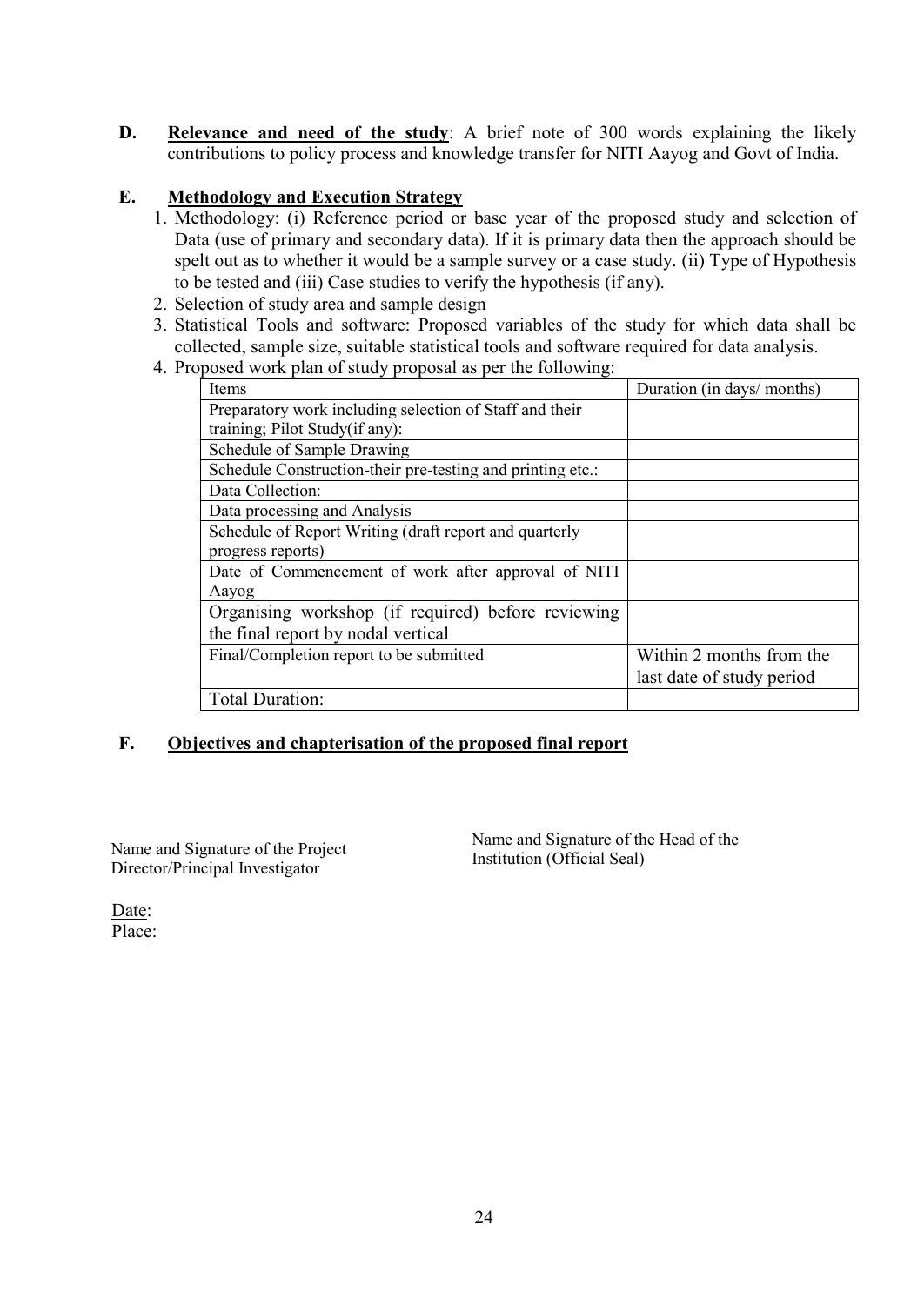**D.** **Relevance and need of the study**: A brief note of 300 words explaining the likely contributions to policy process and knowledge transfer for NITI Aayog and Govt of India.

**E.** **Methodology and Execution Strategy**

1. Methodology: (i) Reference period or base year of the proposed study and selection of Data (use of primary and secondary data). If it is primary data then the approach should be spelt out as to whether it would be a sample survey or a case study. (ii) Type of Hypothesis to be tested and (iii) Case studies to verify the hypothesis (if any).
2. Selection of study area and sample design
3. Statistical Tools and software: Proposed variables of the study for which data shall be collected, sample size, suitable statistical tools and software required for data analysis.
4. Proposed work plan of study proposal as per the following:

| Items | Duration (in days/ months) |
|---|---|
| Preparatory work including selection of Staff and their training; Pilot Study(if any): | |
| Schedule of Sample Drawing | |
| Schedule Construction-their pre-testing and printing etc.: | |
| Data Collection: | |
| Data processing and Analysis | |
| Schedule of Report Writing (draft report and quarterly progress reports) | |
| Date of Commencement of work after approval of NITI Aayog | |
| Organising workshop (if required) before reviewing the final report by nodal vertical | |
| Final/Completion report to be submitted | Within 2 months from the last date of study period |
| Total Duration: | |

**F.** **Objectives and chapterisation of the proposed final report**

Name and Signature of the Project Director/Principal Investigator

Name and Signature of the Head of the Institution (Official Seal)

Date:

Place: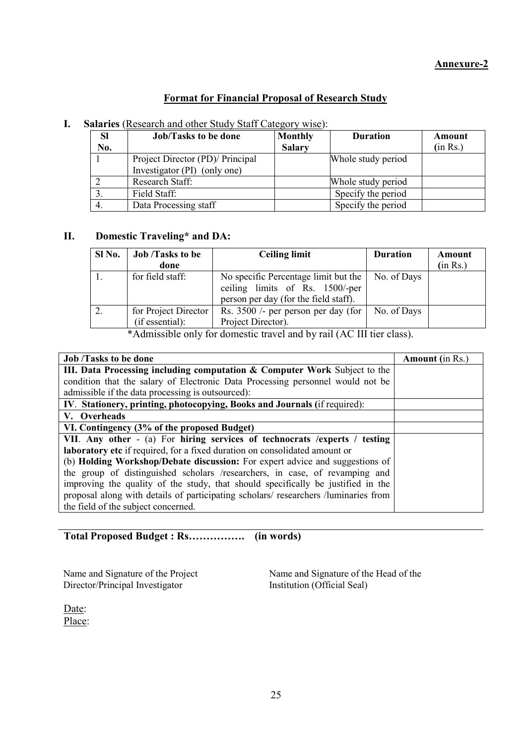**Annexure-2**

## Format for Financial Proposal of Research Study

**I. Salaries** (Research and other Study Staff Category wise):

| Sl No. | Job/Tasks to be done | Monthly Salary | Duration | Amount (in Rs.) |
|---|---|---|---|---|
| 1 | Project Director (PD)/ Principal Investigator (PI) (only one) | | Whole study period | |
| 2 | Research Staff: | | Whole study period | |
| 3. | Field Staff: | | Specify the period | |
| 4. | Data Processing staff | | Specify the period | |

**II. Domestic Traveling* and DA:**

| Sl No. | Job /Tasks to be done | Ceiling limit | Duration | Amount (in Rs.) |
|---|---|---|---|---|
| 1. | for field staff: | No specific Percentage limit but the ceiling limits of Rs. 1500/-per person per day (for the field staff). | No. of Days | |
| 2. | for Project Director (if essential): | Rs. 3500 /- per person per day (for Project Director). | No. of Days | |

*Admissible only for domestic travel and by rail (AC III tier class).

| Job /Tasks to be done | Amount (in Rs.) |
|---|---|
| **III. Data Processing including computation & Computer Work** Subject to the condition that the salary of Electronic Data Processing personnel would not be admissible if the data processing is outsourced): | |
| **IV. Stationery, printing, photocopying, Books and Journals (**if required): | |
| **V. Overheads** | |
| **VI. Contingency (3% of the proposed Budget)** | |
| **VII. Any other** - (a) For **hiring services of technocrats /experts / testing laboratory etc** if required, for a fixed duration on consolidated amount or (b) **Holding Workshop/Debate discussion:** For expert advice and suggestions of the group of distinguished scholars /researchers, in case, of revamping and improving the quality of the study, that should specifically be justified in the proposal along with details of participating scholars/ researchers /luminaries from the field of the subject concerned. | |

**Total Proposed Budget : Rs……………. (in words)**

Name and Signature of the Project Director/Principal Investigator

Name and Signature of the Head of the Institution (Official Seal)

Date:
Place: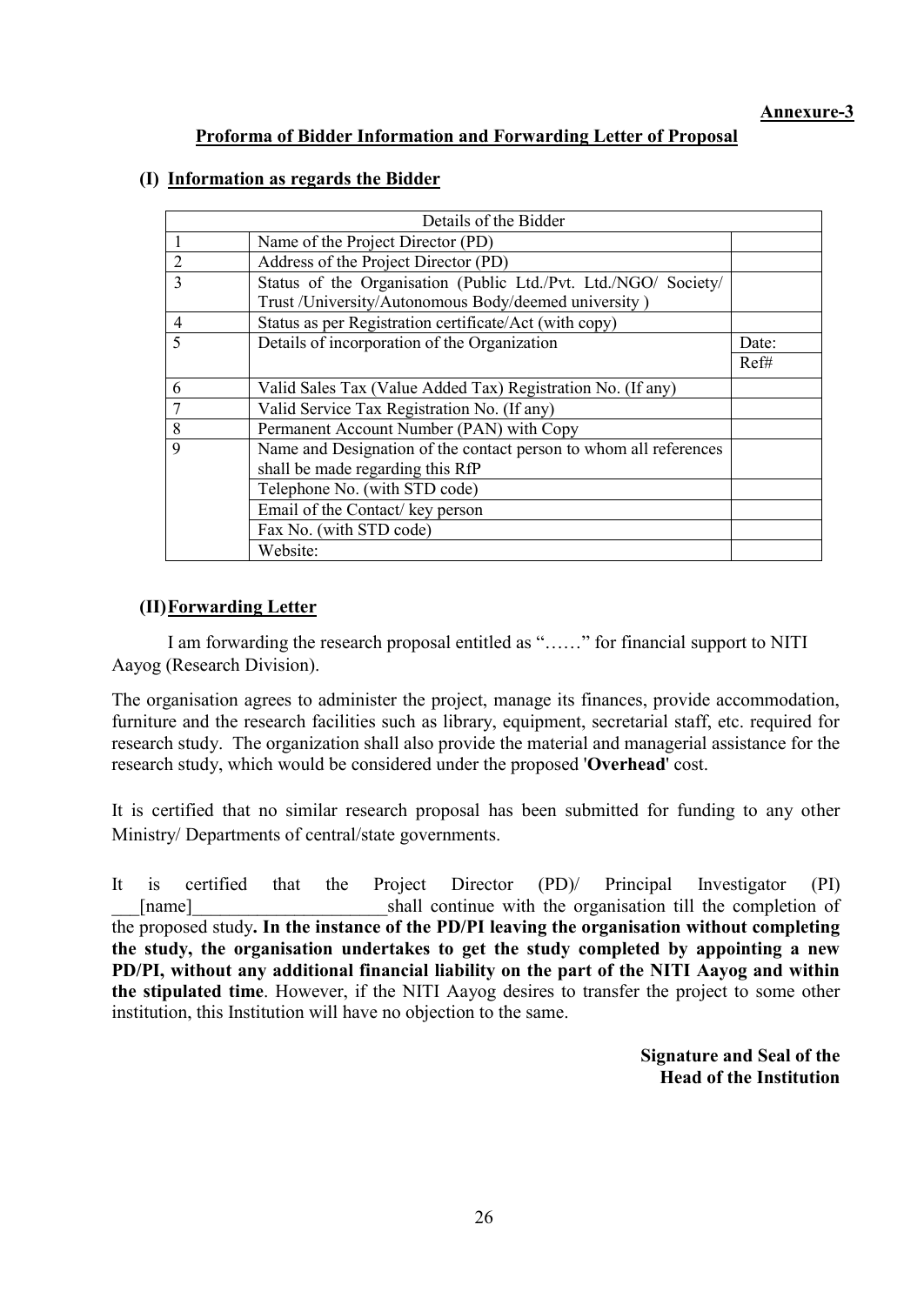**Annexure-3**

## Proforma of Bidder Information and Forwarding Letter of Proposal

### (I) Information as regards the Bidder

| Details of the Bidder | | |
|---|---|---|
| 1 | Name of the Project Director (PD) | |
| 2 | Address of the Project Director (PD) | |
| 3 | Status of the Organisation (Public Ltd./Pvt. Ltd./NGO/ Society/ Trust /University/Autonomous Body/deemed university ) | |
| 4 | Status as per Registration certificate/Act (with copy) | |
| 5 | Details of incorporation of the Organization | Date: |
| | | Ref# |
| 6 | Valid Sales Tax (Value Added Tax) Registration No. (If any) | |
| 7 | Valid Service Tax Registration No. (If any) | |
| 8 | Permanent Account Number (PAN) with Copy | |
| 9 | Name and Designation of the contact person to whom all references shall be made regarding this RfP | |
| | Telephone No. (with STD code) | |
| | Email of the Contact/ key person | |
| | Fax No. (with STD code) | |
| | Website: | |

### (II) Forwarding Letter

I am forwarding the research proposal entitled as "……" for financial support to NITI Aayog (Research Division).

The organisation agrees to administer the project, manage its finances, provide accommodation, furniture and the research facilities such as library, equipment, secretarial staff, etc. required for research study. The organization shall also provide the material and managerial assistance for the research study, which would be considered under the proposed '**Overhead**' cost.

It is certified that no similar research proposal has been submitted for funding to any other Ministry/ Departments of central/state governments.

It is certified that the Project Director (PD)/ Principal Investigator (PI) ___[name]_____________________shall continue with the organisation till the completion of the proposed study**. In the instance of the PD/PI leaving the organisation without completing the study, the organisation undertakes to get the study completed by appointing a new PD/PI, without any additional financial liability on the part of the NITI Aayog and within the stipulated time**. However, if the NITI Aayog desires to transfer the project to some other institution, this Institution will have no objection to the same.

**Signature and Seal of the Head of the Institution**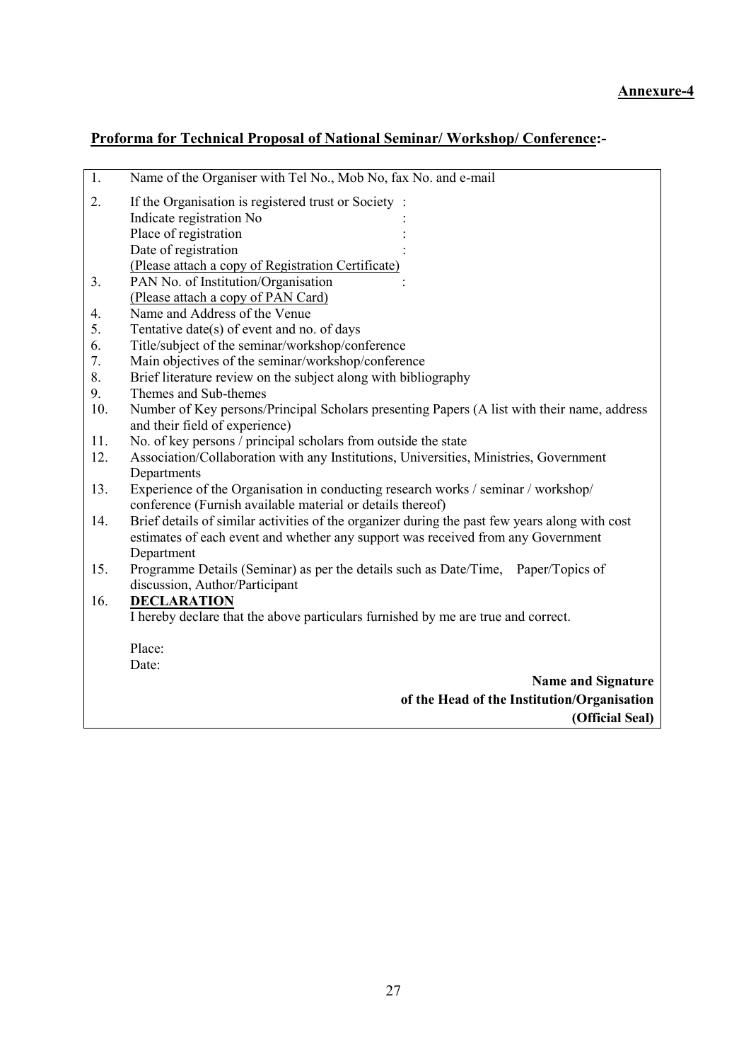**Annexure-4**

## Proforma for Technical Proposal of National Seminar/ Workshop/ Conference:-

1. Name of the Organiser with Tel No., Mob No, fax No. and e-mail
2. If the Organisation is registered trust or Society :
   Indicate registration No :
   Place of registration :
   Date of registration :
   (Please attach a copy of Registration Certificate)
3. PAN No. of Institution/Organisation :
   (Please attach a copy of PAN Card)
4. Name and Address of the Venue
5. Tentative date(s) of event and no. of days
6. Title/subject of the seminar/workshop/conference
7. Main objectives of the seminar/workshop/conference
8. Brief literature review on the subject along with bibliography
9. Themes and Sub-themes
10. Number of Key persons/Principal Scholars presenting Papers (A list with their name, address and their field of experience)
11. No. of key persons / principal scholars from outside the state
12. Association/Collaboration with any Institutions, Universities, Ministries, Government Departments
13. Experience of the Organisation in conducting research works / seminar / workshop/ conference (Furnish available material or details thereof)
14. Brief details of similar activities of the organizer during the past few years along with cost estimates of each event and whether any support was received from any Government Department
15. Programme Details (Seminar) as per the details such as Date/Time, Paper/Topics of discussion, Author/Participant
16. **DECLARATION**
    I hereby declare that the above particulars furnished by me are true and correct.

    Place:
    Date:

**Name and Signature**
**of the Head of the Institution/Organisation**
**(Official Seal)**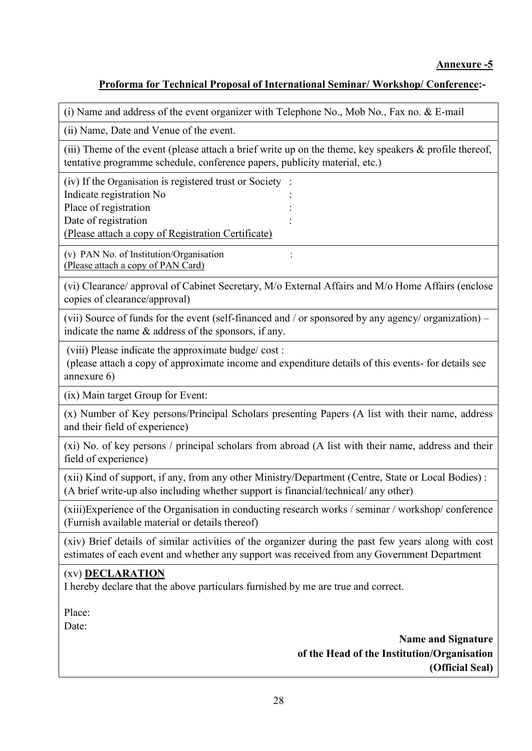**Annexure -5**

**Proforma for Technical Proposal of International Seminar/ Workshop/ Conference:-**

(i) Name and address of the event organizer with Telephone No., Mob No., Fax no. & E-mail

(ii) Name, Date and Venue of the event.

(iii) Theme of the event (please attach a brief write up on the theme, key speakers & profile thereof, tentative programme schedule, conference papers, publicity material, etc.)

(iv) If the Organisation is registered trust or Society :
Indicate registration No :
Place of registration :
Date of registration :
(Please attach a copy of Registration Certificate)

(v) PAN No. of Institution/Organisation :
(Please attach a copy of PAN Card)

(vi) Clearance/ approval of Cabinet Secretary, M/o External Affairs and M/o Home Affairs (enclose copies of clearance/approval)

(vii) Source of funds for the event (self-financed and / or sponsored by any agency/ organization) – indicate the name & address of the sponsors, if any.

(viii) Please indicate the approximate budge/ cost :
(please attach a copy of approximate income and expenditure details of this events- for details see annexure 6)

(ix) Main target Group for Event:

(x) Number of Key persons/Principal Scholars presenting Papers (A list with their name, address and their field of experience)

(xi) No. of key persons / principal scholars from abroad (A list with their name, address and their field of experience)

(xii) Kind of support, if any, from any other Ministry/Department (Centre, State or Local Bodies) : (A brief write-up also including whether support is financial/technical/ any other)

(xiii)Experience of the Organisation in conducting research works / seminar / workshop/ conference (Furnish available material or details thereof)

(xiv) Brief details of similar activities of the organizer during the past few years along with cost estimates of each event and whether any support was received from any Government Department

(xv) **DECLARATION**
I hereby declare that the above particulars furnished by me are true and correct.

Place:
Date:

**Name and Signature**
**of the Head of the Institution/Organisation**
**(Official Seal)**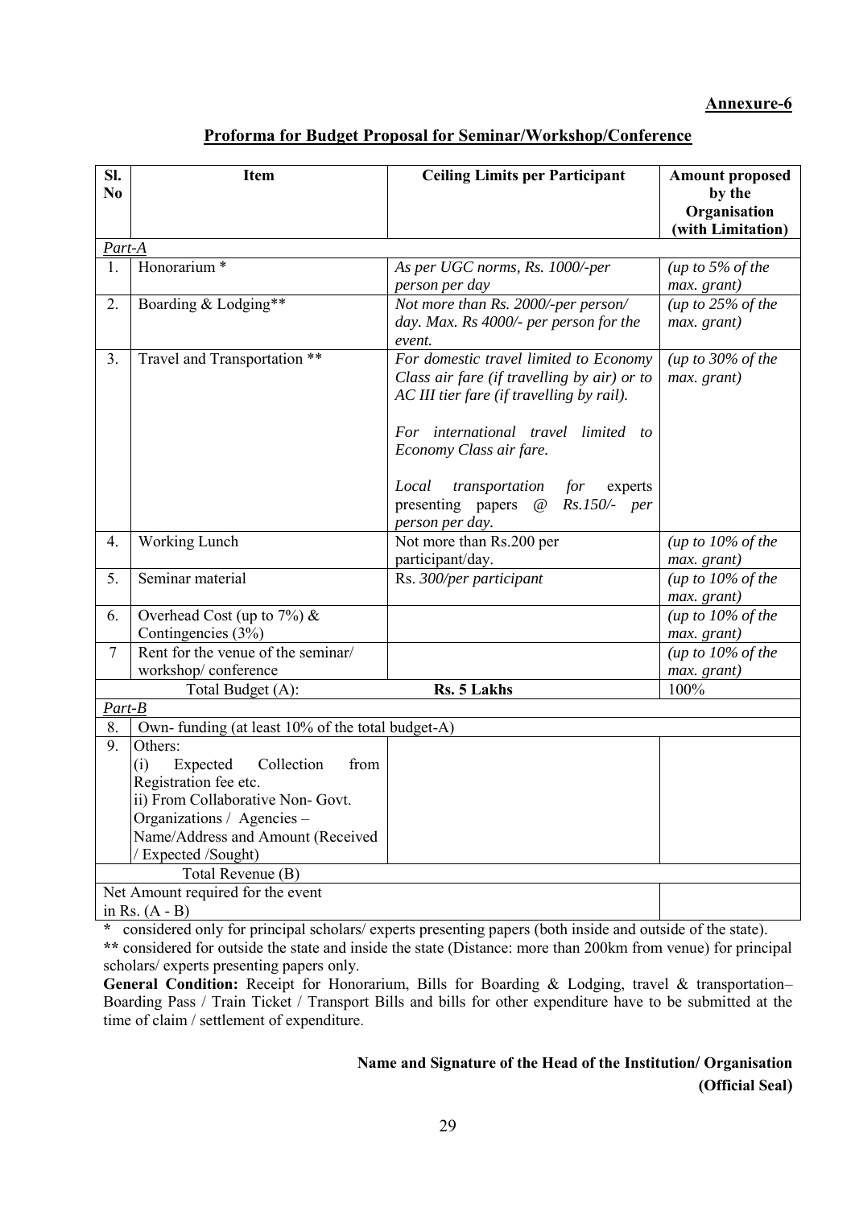**Annexure-6**

## Proforma for Budget Proposal for Seminar/Workshop/Conference

| Sl. No | Item | Ceiling Limits per Participant | Amount proposed by the Organisation (with Limitation) |
|---|---|---|---|
| *Part-A* | | | |
| 1. | Honorarium * | *As per UGC norms, Rs. 1000/-per person per day* | *(up to 5% of the max. grant)* |
| 2. | Boarding & Lodging** | *Not more than Rs. 2000/-per person/ day. Max. Rs 4000/- per person for the event.* | *(up to 25% of the max. grant)* |
| 3. | Travel and Transportation ** | *For domestic travel limited to Economy Class air fare (if travelling by air) or to AC III tier fare (if travelling by rail).*<br><br>*For international travel limited to Economy Class air fare.*<br><br>*Local transportation for experts presenting papers @ Rs.150/- per person per day.* | *(up to 30% of the max. grant)* |
| 4. | Working Lunch | Not more than Rs.200 per participant/day. | *(up to 10% of the max. grant)* |
| 5. | Seminar material | Rs. *300/per participant* | *(up to 10% of the max. grant)* |
| 6. | Overhead Cost (up to 7%) & Contingencies (3%) | | *(up to 10% of the max. grant)* |
| 7 | Rent for the venue of the seminar/ workshop/ conference | | *(up to 10% of the max. grant)* |
| | Total Budget (A): | **Rs. 5 Lakhs** | 100% |
| *Part-B* | | | |
| 8. | Own- funding (at least 10% of the total budget-A) | | |
| 9. | Others:<br>(i) Expected Collection from Registration fee etc.<br>ii) From Collaborative Non- Govt. Organizations / Agencies – Name/Address and Amount (Received / Expected /Sought) | | |
| | Total Revenue (B) | | |
| | Net Amount required for the event in Rs. (A - B) | | |

**\*** considered only for principal scholars/ experts presenting papers (both inside and outside of the state).

**\*\*** considered for outside the state and inside the state (Distance: more than 200km from venue) for principal scholars/ experts presenting papers only.

**General Condition:** Receipt for Honorarium, Bills for Boarding & Lodging, travel & transportation– Boarding Pass / Train Ticket / Transport Bills and bills for other expenditure have to be submitted at the time of claim / settlement of expenditure.

**Name and Signature of the Head of the Institution/ Organisation**

**(Official Seal)**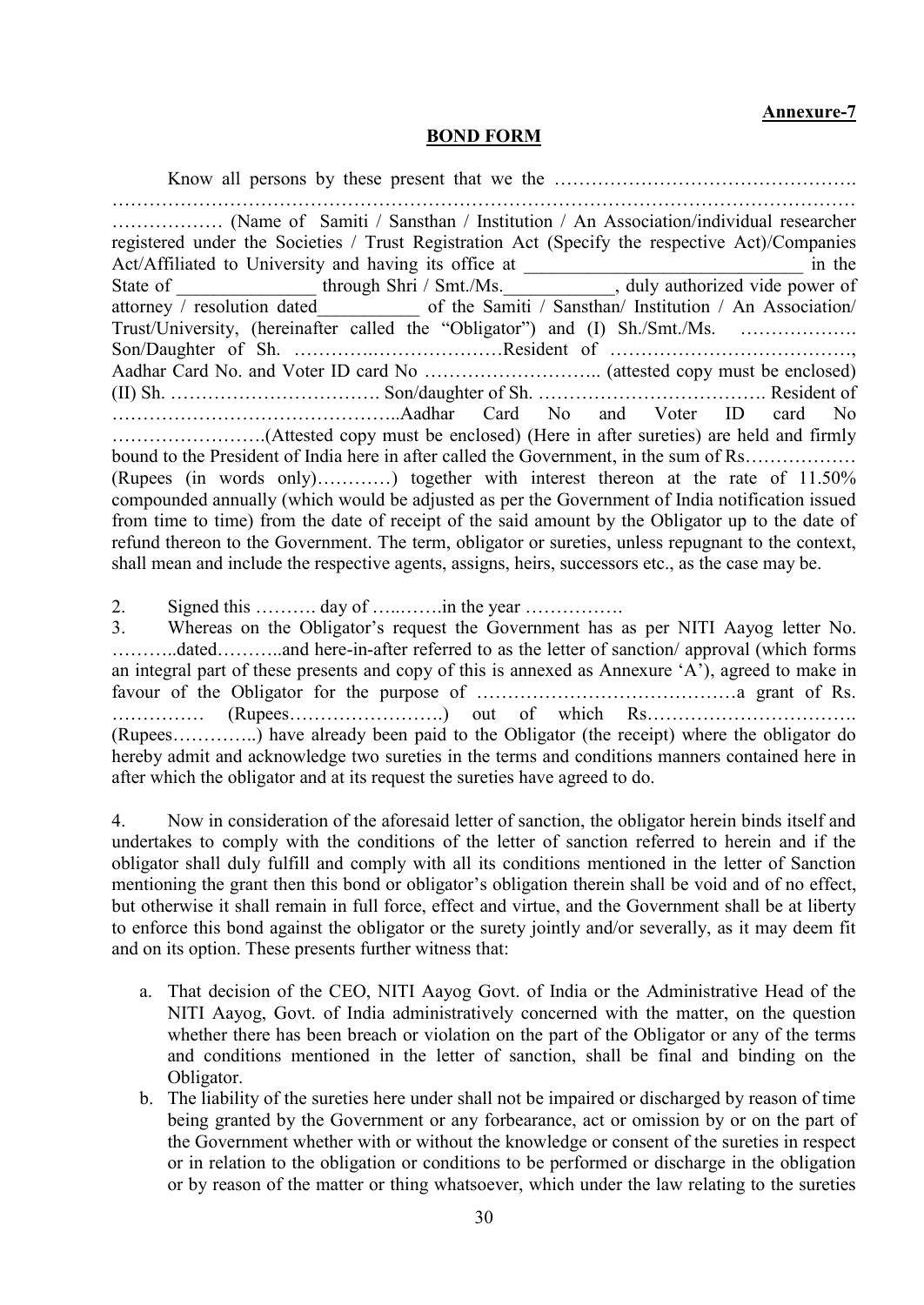**Annexure-7**

**BOND FORM**

Know all persons by these present that we the …………………………………………. ……………………………………………………………………………………………………… ……………… (Name of Samiti / Sansthan / Institution / An Association/individual researcher registered under the Societies / Trust Registration Act (Specify the respective Act)/Companies Act/Affiliated to University and having its office at ______________________________ in the State of _______________ through Shri / Smt./Ms.____________, duly authorized vide power of attorney / resolution dated___________ of the Samiti / Sansthan/ Institution / An Association/ Trust/University, (hereinafter called the "Obligator") and (I) Sh./Smt./Ms. ………………. Son/Daughter of Sh. …………….…………………Resident of …………………………………, Aadhar Card No. and Voter ID card No ……………………….. (attested copy must be enclosed) (II) Sh. ……………………………. Son/daughter of Sh. ………………………………. Resident of ………………………………………..Aadhar Card No and Voter ID card No …………………….(Attested copy must be enclosed) (Here in after sureties) are held and firmly bound to the President of India here in after called the Government, in the sum of Rs……………… (Rupees (in words only)…………) together with interest thereon at the rate of 11.50% compounded annually (which would be adjusted as per the Government of India notification issued from time to time) from the date of receipt of the said amount by the Obligator up to the date of refund thereon to the Government. The term, obligator or sureties, unless repugnant to the context, shall mean and include the respective agents, assigns, heirs, successors etc., as the case may be.

2. Signed this ………. day of …..…….in the year …………….

3. Whereas on the Obligator's request the Government has as per NITI Aayog letter No. ………..dated………..and here-in-after referred to as the letter of sanction/ approval (which forms an integral part of these presents and copy of this is annexed as Annexure 'A'), agreed to make in favour of the Obligator for the purpose of ……………………………………a grant of Rs. …………… (Rupees…………………….) out of which Rs……………………………. (Rupees…………..) have already been paid to the Obligator (the receipt) where the obligator do hereby admit and acknowledge two sureties in the terms and conditions manners contained here in after which the obligator and at its request the sureties have agreed to do.

4. Now in consideration of the aforesaid letter of sanction, the obligator herein binds itself and undertakes to comply with the conditions of the letter of sanction referred to herein and if the obligator shall duly fulfill and comply with all its conditions mentioned in the letter of Sanction mentioning the grant then this bond or obligator's obligation therein shall be void and of no effect, but otherwise it shall remain in full force, effect and virtue, and the Government shall be at liberty to enforce this bond against the obligator or the surety jointly and/or severally, as it may deem fit and on its option. These presents further witness that:

a. That decision of the CEO, NITI Aayog Govt. of India or the Administrative Head of the NITI Aayog, Govt. of India administratively concerned with the matter, on the question whether there has been breach or violation on the part of the Obligator or any of the terms and conditions mentioned in the letter of sanction, shall be final and binding on the Obligator.
b. The liability of the sureties here under shall not be impaired or discharged by reason of time being granted by the Government or any forbearance, act or omission by or on the part of the Government whether with or without the knowledge or consent of the sureties in respect or in relation to the obligation or conditions to be performed or discharge in the obligation or by reason of the matter or thing whatsoever, which under the law relating to the sureties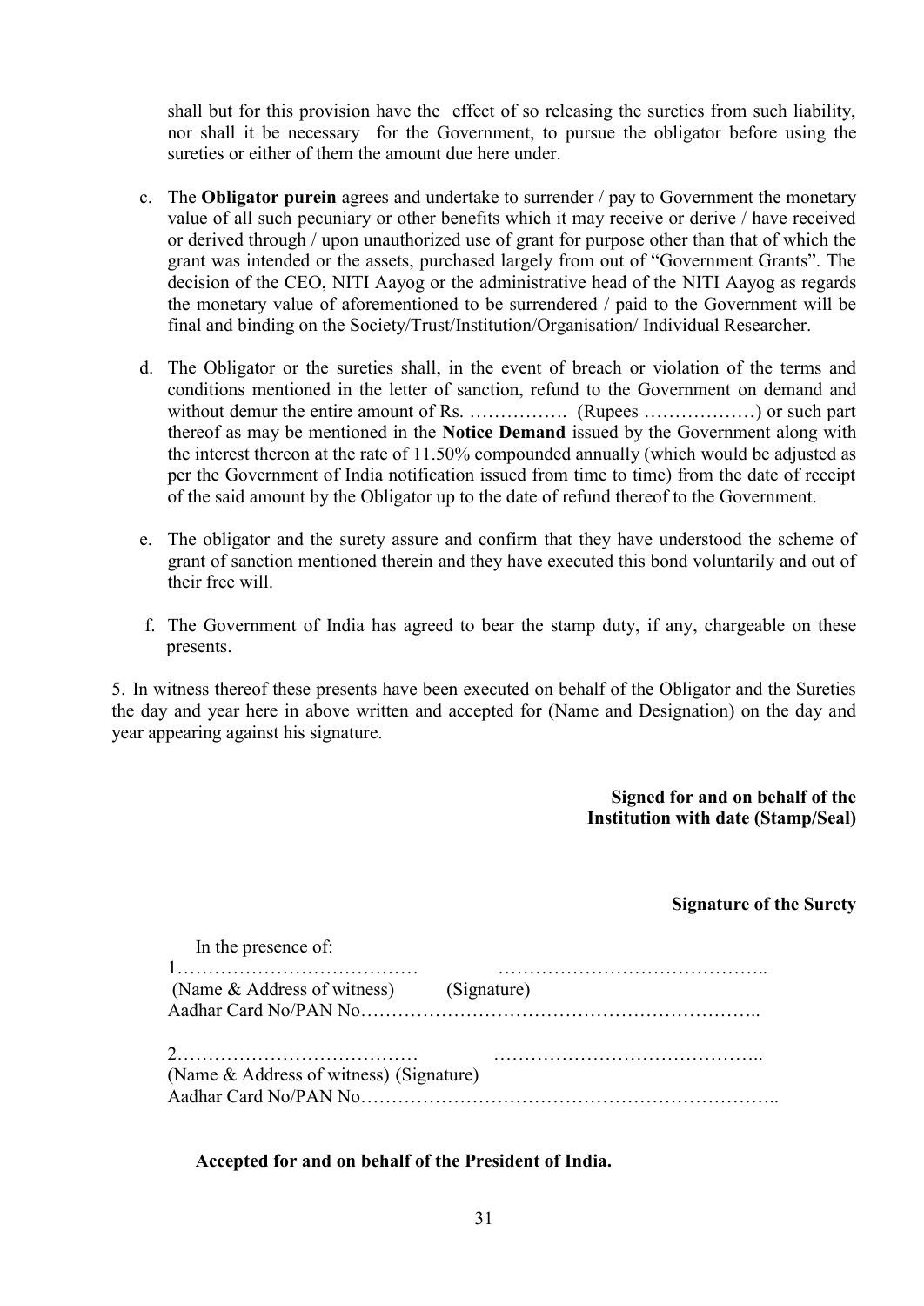shall but for this provision have the effect of so releasing the sureties from such liability, nor shall it be necessary for the Government, to pursue the obligator before using the sureties or either of them the amount due here under.

c. The **Obligator purein** agrees and undertake to surrender / pay to Government the monetary value of all such pecuniary or other benefits which it may receive or derive / have received or derived through / upon unauthorized use of grant for purpose other than that of which the grant was intended or the assets, purchased largely from out of "Government Grants". The decision of the CEO, NITI Aayog or the administrative head of the NITI Aayog as regards the monetary value of aforementioned to be surrendered / paid to the Government will be final and binding on the Society/Trust/Institution/Organisation/ Individual Researcher.

d. The Obligator or the sureties shall, in the event of breach or violation of the terms and conditions mentioned in the letter of sanction, refund to the Government on demand and without demur the entire amount of Rs. ……………. (Rupees ………………) or such part thereof as may be mentioned in the **Notice Demand** issued by the Government along with the interest thereon at the rate of 11.50% compounded annually (which would be adjusted as per the Government of India notification issued from time to time) from the date of receipt of the said amount by the Obligator up to the date of refund thereof to the Government.

e. The obligator and the surety assure and confirm that they have understood the scheme of grant of sanction mentioned therein and they have executed this bond voluntarily and out of their free will.

f. The Government of India has agreed to bear the stamp duty, if any, chargeable on these presents.

5. In witness thereof these presents have been executed on behalf of the Obligator and the Sureties the day and year here in above written and accepted for (Name and Designation) on the day and year appearing against his signature.

**Signed for and on behalf of the Institution with date (Stamp/Seal)**

**Signature of the Surety**

In the presence of:

1………………………………… ……………………………………..
(Name & Address of witness) (Signature)
Aadhar Card No/PAN No………………………………………………………..

2………………………………… ……………………………………..
(Name & Address of witness) (Signature)
Aadhar Card No/PAN No………………………………………………………..

**Accepted for and on behalf of the President of India.**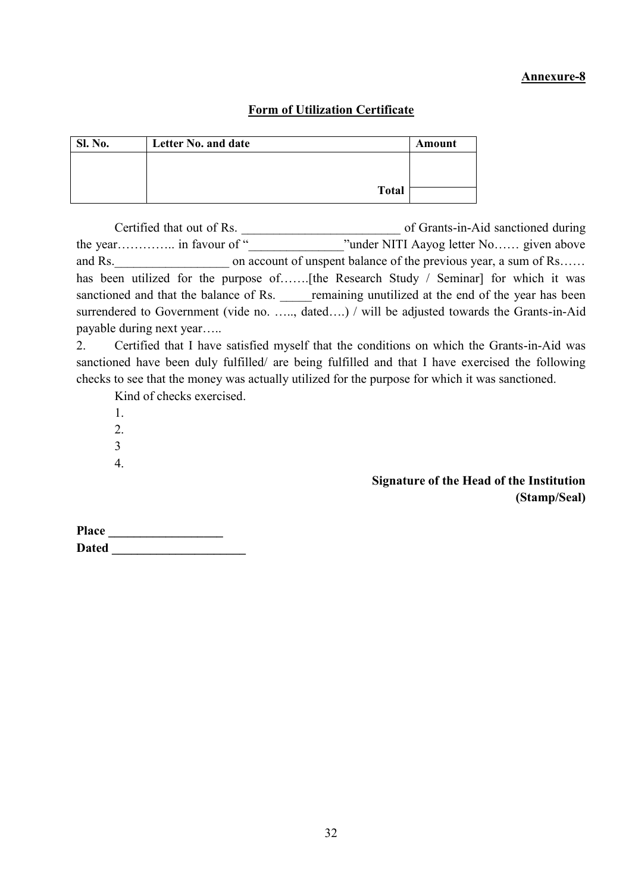**Annexure-8**

## Form of Utilization Certificate

| Sl. No. | Letter No. and date | Amount |
|---|---|---|
| | | |
| | **Total** | |

Certified that out of Rs. _________________________ of Grants-in-Aid sanctioned during the year………….. in favour of "_______________"under NITI Aayog letter No…… given above and Rs.__________________ on account of unspent balance of the previous year, a sum of Rs…… has been utilized for the purpose of…….[the Research Study / Seminar] for which it was sanctioned and that the balance of Rs. _____remaining unutilized at the end of the year has been surrendered to Government (vide no. ….., dated….) / will be adjusted towards the Grants-in-Aid payable during next year…..

2. Certified that I have satisfied myself that the conditions on which the Grants-in-Aid was sanctioned have been duly fulfilled/ are being fulfilled and that I have exercised the following checks to see that the money was actually utilized for the purpose for which it was sanctioned.

Kind of checks exercised.

1.
2.
3
4.

**Signature of the Head of the Institution**
**(Stamp/Seal)**

**Place __________________**
**Dated _____________________**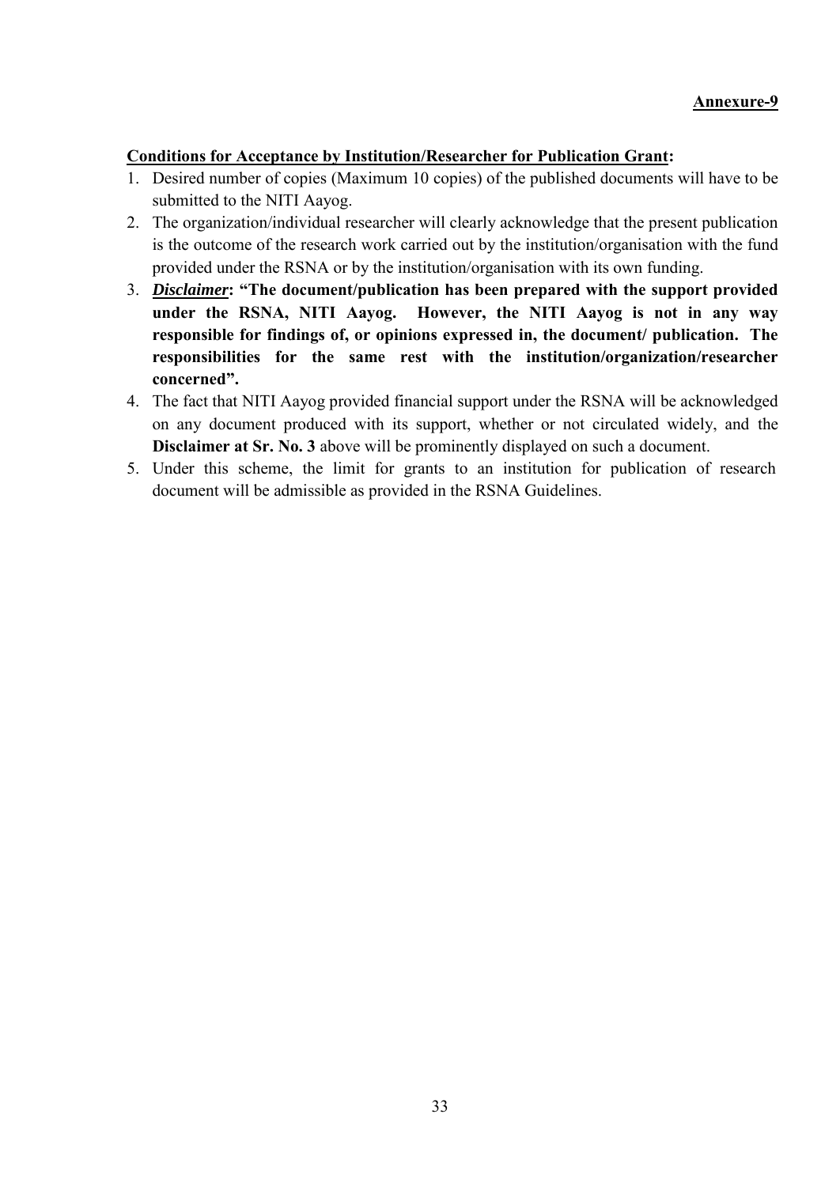**Annexure-9**

**Conditions for Acceptance by Institution/Researcher for Publication Grant:**

1. Desired number of copies (Maximum 10 copies) of the published documents will have to be submitted to the NITI Aayog.
2. The organization/individual researcher will clearly acknowledge that the present publication is the outcome of the research work carried out by the institution/organisation with the fund provided under the RSNA or by the institution/organisation with its own funding.
3. ***Disclaimer*****: "The document/publication has been prepared with the support provided under the RSNA, NITI Aayog. However, the NITI Aayog is not in any way responsible for findings of, or opinions expressed in, the document/ publication. The responsibilities for the same rest with the institution/organization/researcher concerned".**
4. The fact that NITI Aayog provided financial support under the RSNA will be acknowledged on any document produced with its support, whether or not circulated widely, and the **Disclaimer at Sr. No. 3** above will be prominently displayed on such a document.
5. Under this scheme, the limit for grants to an institution for publication of research document will be admissible as provided in the RSNA Guidelines.